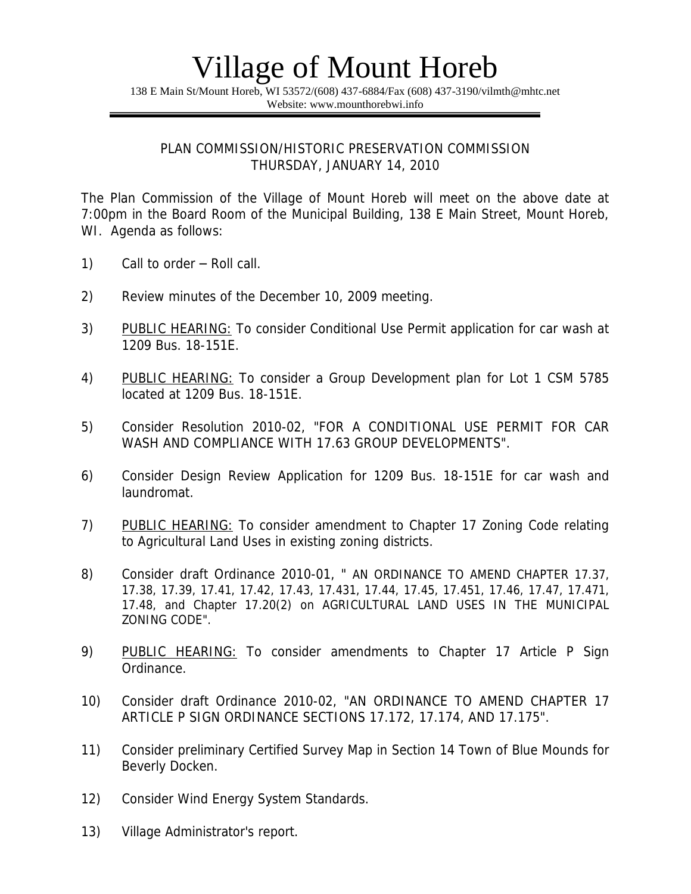# Village of Mount Horeb

138 E Main St/Mount Horeb, WI 53572/(608) 437-6884/Fax (608) 437-3190/vilmth@mhtc.net
Website: www.mounthorebwi.info

---

## PLAN COMMISSION/HISTORIC PRESERVATION COMMISSION
## THURSDAY, JANUARY 14, 2010

The Plan Commission of the Village of Mount Horeb will meet on the above date at 7:00pm in the Board Room of the Municipal Building, 138 E Main Street, Mount Horeb, WI. Agenda as follows:

1) Call to order – Roll call.

2) Review minutes of the December 10, 2009 meeting.

3) PUBLIC HEARING: To consider Conditional Use Permit application for car wash at 1209 Bus. 18-151E.

4) PUBLIC HEARING: To consider a Group Development plan for Lot 1 CSM 5785 located at 1209 Bus. 18-151E.

5) Consider Resolution 2010-02, "FOR A CONDITIONAL USE PERMIT FOR CAR WASH AND COMPLIANCE WITH 17.63 GROUP DEVELOPMENTS".

6) Consider Design Review Application for 1209 Bus. 18-151E for car wash and laundromat.

7) PUBLIC HEARING: To consider amendment to Chapter 17 Zoning Code relating to Agricultural Land Uses in existing zoning districts.

8) Consider draft Ordinance 2010-01, " AN ORDINANCE TO AMEND CHAPTER 17.37, 17.38, 17.39, 17.41, 17.42, 17.43, 17.431, 17.44, 17.45, 17.451, 17.46, 17.47, 17.471, 17.48, and Chapter 17.20(2) on AGRICULTURAL LAND USES IN THE MUNICIPAL ZONING CODE".

9) PUBLIC HEARING: To consider amendments to Chapter 17 Article P Sign Ordinance.

10) Consider draft Ordinance 2010-02, "AN ORDINANCE TO AMEND CHAPTER 17 ARTICLE P SIGN ORDINANCE SECTIONS 17.172, 17.174, AND 17.175".

11) Consider preliminary Certified Survey Map in Section 14 Town of Blue Mounds for Beverly Docken.

12) Consider Wind Energy System Standards.

13) Village Administrator's report.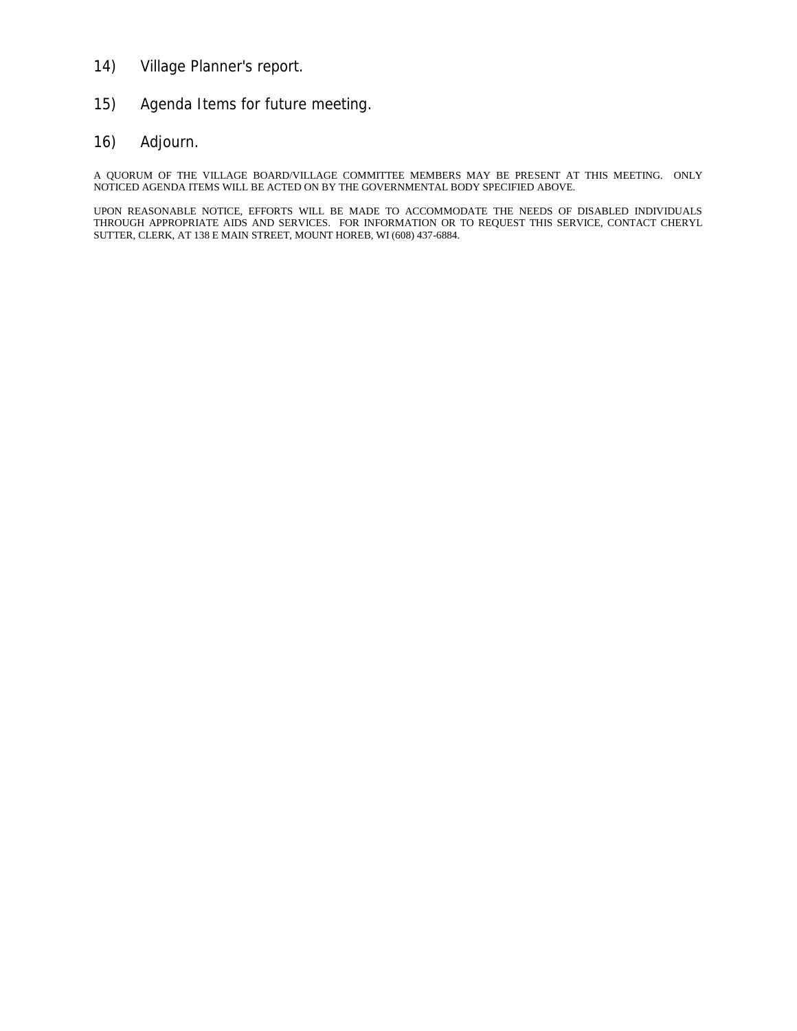14) Village Planner's report.

15) Agenda Items for future meeting.

16) Adjourn.

A QUORUM OF THE VILLAGE BOARD/VILLAGE COMMITTEE MEMBERS MAY BE PRESENT AT THIS MEETING. ONLY NOTICED AGENDA ITEMS WILL BE ACTED ON BY THE GOVERNMENTAL BODY SPECIFIED ABOVE.

UPON REASONABLE NOTICE, EFFORTS WILL BE MADE TO ACCOMMODATE THE NEEDS OF DISABLED INDIVIDUALS THROUGH APPROPRIATE AIDS AND SERVICES. FOR INFORMATION OR TO REQUEST THIS SERVICE, CONTACT CHERYL SUTTER, CLERK, AT 138 E MAIN STREET, MOUNT HOREB, WI (608) 437-6884.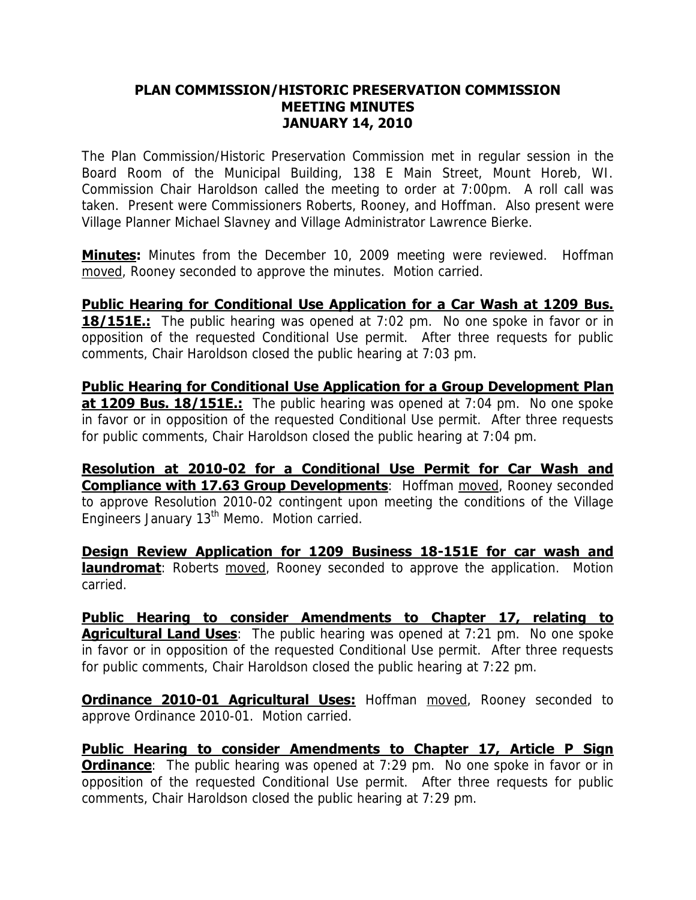# PLAN COMMISSION/HISTORIC PRESERVATION COMMISSION
# MEETING MINUTES
# JANUARY 14, 2010

The Plan Commission/Historic Preservation Commission met in regular session in the Board Room of the Municipal Building, 138 E Main Street, Mount Horeb, WI. Commission Chair Haroldson called the meeting to order at 7:00pm. A roll call was taken. Present were Commissioners Roberts, Rooney, and Hoffman. Also present were Village Planner Michael Slavney and Village Administrator Lawrence Bierke.

**Minutes:** Minutes from the December 10, 2009 meeting were reviewed. Hoffman moved, Rooney seconded to approve the minutes. Motion carried.

**Public Hearing for Conditional Use Application for a Car Wash at 1209 Bus. 18/151E.:** The public hearing was opened at 7:02 pm. No one spoke in favor or in opposition of the requested Conditional Use permit. After three requests for public comments, Chair Haroldson closed the public hearing at 7:03 pm.

**Public Hearing for Conditional Use Application for a Group Development Plan at 1209 Bus. 18/151E.:** The public hearing was opened at 7:04 pm. No one spoke in favor or in opposition of the requested Conditional Use permit. After three requests for public comments, Chair Haroldson closed the public hearing at 7:04 pm.

**Resolution at 2010-02 for a Conditional Use Permit for Car Wash and Compliance with 17.63 Group Developments**: Hoffman moved, Rooney seconded to approve Resolution 2010-02 contingent upon meeting the conditions of the Village Engineers January 13th Memo. Motion carried.

**Design Review Application for 1209 Business 18-151E for car wash and laundromat**: Roberts moved, Rooney seconded to approve the application. Motion carried.

**Public Hearing to consider Amendments to Chapter 17, relating to Agricultural Land Uses**: The public hearing was opened at 7:21 pm. No one spoke in favor or in opposition of the requested Conditional Use permit. After three requests for public comments, Chair Haroldson closed the public hearing at 7:22 pm.

**Ordinance 2010-01 Agricultural Uses:** Hoffman moved, Rooney seconded to approve Ordinance 2010-01. Motion carried.

**Public Hearing to consider Amendments to Chapter 17, Article P Sign Ordinance**: The public hearing was opened at 7:29 pm. No one spoke in favor or in opposition of the requested Conditional Use permit. After three requests for public comments, Chair Haroldson closed the public hearing at 7:29 pm.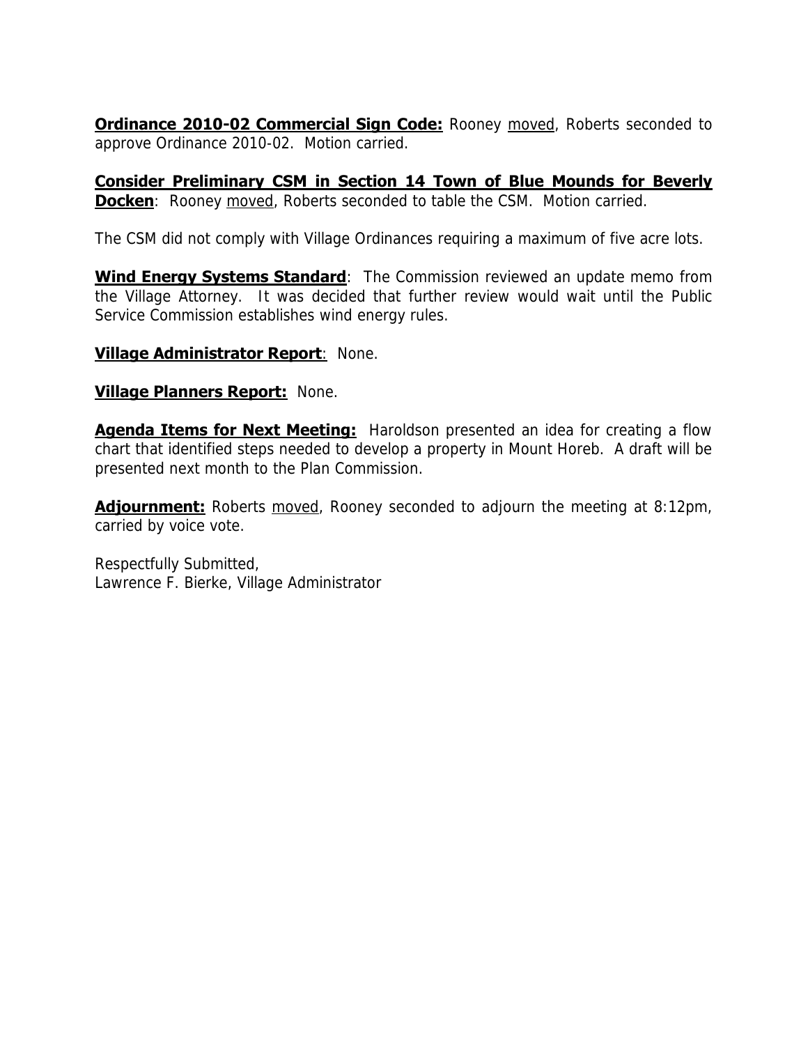**<u>Ordinance 2010-02 Commercial Sign Code:</u>** Rooney <u>moved</u>, Roberts seconded to approve Ordinance 2010-02. Motion carried.

**<u>Consider Preliminary CSM in Section 14 Town of Blue Mounds for Beverly Docken</u>**: Rooney <u>moved</u>, Roberts seconded to table the CSM. Motion carried.

The CSM did not comply with Village Ordinances requiring a maximum of five acre lots.

**<u>Wind Energy Systems Standard</u>**: The Commission reviewed an update memo from the Village Attorney. It was decided that further review would wait until the Public Service Commission establishes wind energy rules.

**<u>Village Administrator Report</u>**: None.

**<u>Village Planners Report:</u>** None.

**<u>Agenda Items for Next Meeting:</u>** Haroldson presented an idea for creating a flow chart that identified steps needed to develop a property in Mount Horeb. A draft will be presented next month to the Plan Commission.

**<u>Adjournment:</u>** Roberts <u>moved</u>, Rooney seconded to adjourn the meeting at 8:12pm, carried by voice vote.

Respectfully Submitted,
Lawrence F. Bierke, Village Administrator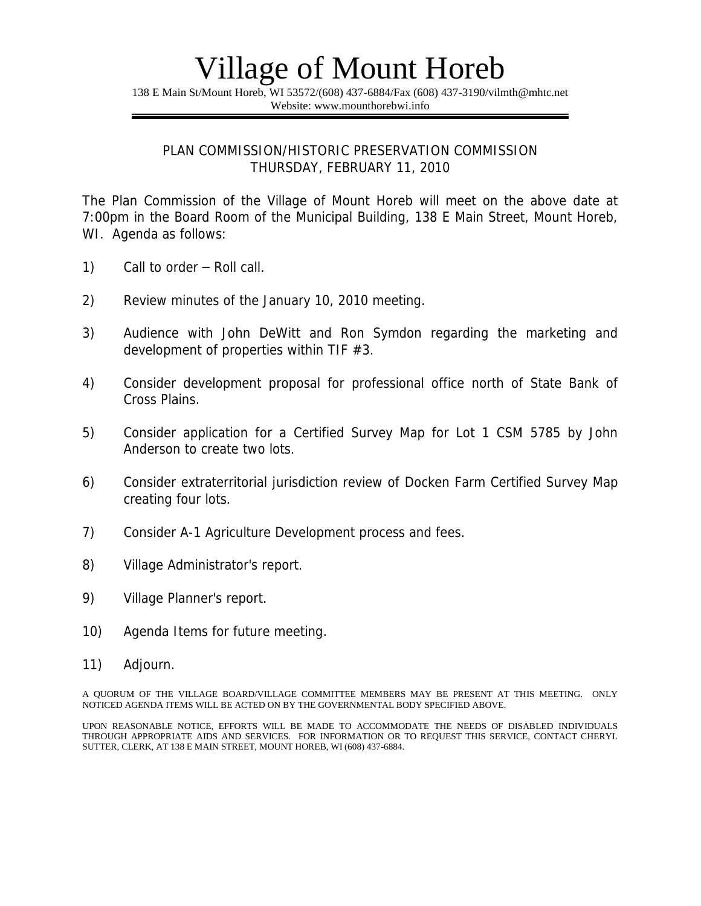# Village of Mount Horeb

138 E Main St/Mount Horeb, WI 53572/(608) 437-6884/Fax (608) 437-3190/vilmth@mhtc.net
Website: www.mounthorebwi.info

## PLAN COMMISSION/HISTORIC PRESERVATION COMMISSION
## THURSDAY, FEBRUARY 11, 2010

The Plan Commission of the Village of Mount Horeb will meet on the above date at 7:00pm in the Board Room of the Municipal Building, 138 E Main Street, Mount Horeb, WI. Agenda as follows:

1) Call to order – Roll call.

2) Review minutes of the January 10, 2010 meeting.

3) Audience with John DeWitt and Ron Symdon regarding the marketing and development of properties within TIF #3.

4) Consider development proposal for professional office north of State Bank of Cross Plains.

5) Consider application for a Certified Survey Map for Lot 1 CSM 5785 by John Anderson to create two lots.

6) Consider extraterritorial jurisdiction review of Docken Farm Certified Survey Map creating four lots.

7) Consider A-1 Agriculture Development process and fees.

8) Village Administrator's report.

9) Village Planner's report.

10) Agenda Items for future meeting.

11) Adjourn.

A QUORUM OF THE VILLAGE BOARD/VILLAGE COMMITTEE MEMBERS MAY BE PRESENT AT THIS MEETING. ONLY NOTICED AGENDA ITEMS WILL BE ACTED ON BY THE GOVERNMENTAL BODY SPECIFIED ABOVE.

UPON REASONABLE NOTICE, EFFORTS WILL BE MADE TO ACCOMMODATE THE NEEDS OF DISABLED INDIVIDUALS THROUGH APPROPRIATE AIDS AND SERVICES. FOR INFORMATION OR TO REQUEST THIS SERVICE, CONTACT CHERYL SUTTER, CLERK, AT 138 E MAIN STREET, MOUNT HOREB, WI (608) 437-6884.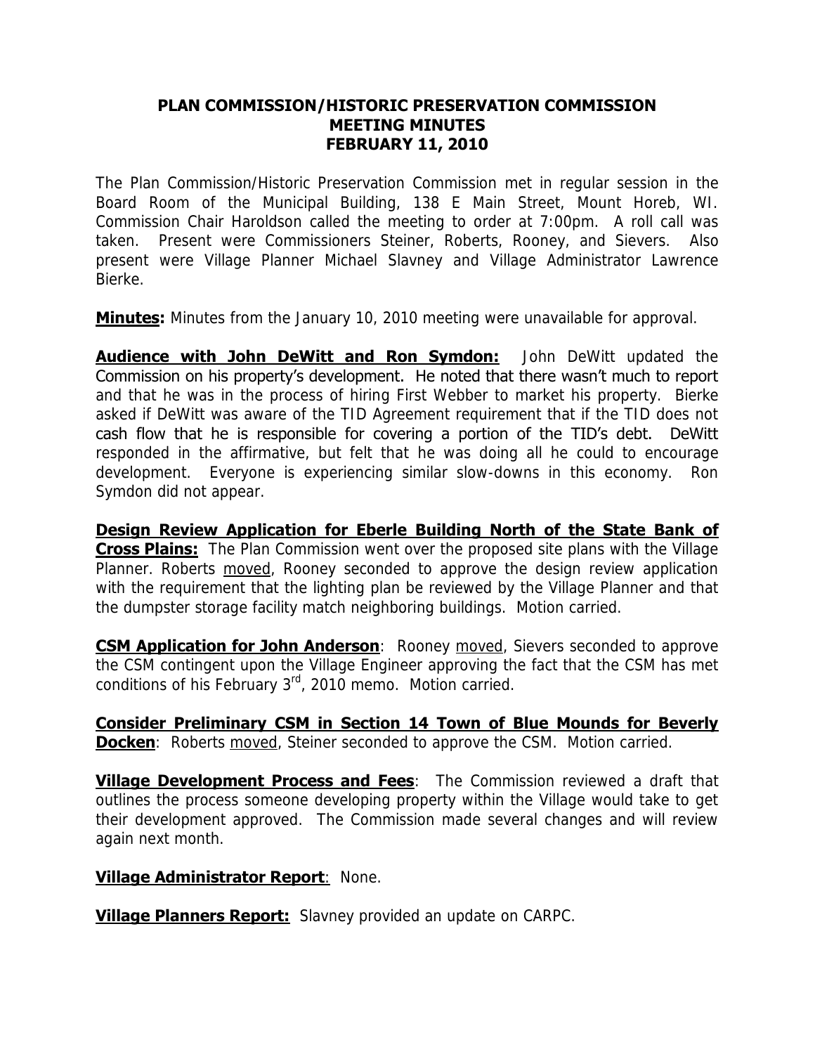# PLAN COMMISSION/HISTORIC PRESERVATION COMMISSION MEETING MINUTES FEBRUARY 11, 2010

The Plan Commission/Historic Preservation Commission met in regular session in the Board Room of the Municipal Building, 138 E Main Street, Mount Horeb, WI. Commission Chair Haroldson called the meeting to order at 7:00pm. A roll call was taken. Present were Commissioners Steiner, Roberts, Rooney, and Sievers. Also present were Village Planner Michael Slavney and Village Administrator Lawrence Bierke.

**Minutes:** Minutes from the January 10, 2010 meeting were unavailable for approval.

**Audience with John DeWitt and Ron Symdon:** John DeWitt updated the Commission on his property's development. He noted that there wasn't much to report and that he was in the process of hiring First Webber to market his property. Bierke asked if DeWitt was aware of the TID Agreement requirement that if the TID does not cash flow that he is responsible for covering a portion of the TID's debt. DeWitt responded in the affirmative, but felt that he was doing all he could to encourage development. Everyone is experiencing similar slow-downs in this economy. Ron Symdon did not appear.

**Design Review Application for Eberle Building North of the State Bank of Cross Plains:** The Plan Commission went over the proposed site plans with the Village Planner. Roberts moved, Rooney seconded to approve the design review application with the requirement that the lighting plan be reviewed by the Village Planner and that the dumpster storage facility match neighboring buildings. Motion carried.

**CSM Application for John Anderson**: Rooney moved, Sievers seconded to approve the CSM contingent upon the Village Engineer approving the fact that the CSM has met conditions of his February 3rd, 2010 memo. Motion carried.

**Consider Preliminary CSM in Section 14 Town of Blue Mounds for Beverly Docken**: Roberts moved, Steiner seconded to approve the CSM. Motion carried.

**Village Development Process and Fees**: The Commission reviewed a draft that outlines the process someone developing property within the Village would take to get their development approved. The Commission made several changes and will review again next month.

**Village Administrator Report**: None.

**Village Planners Report:** Slavney provided an update on CARPC.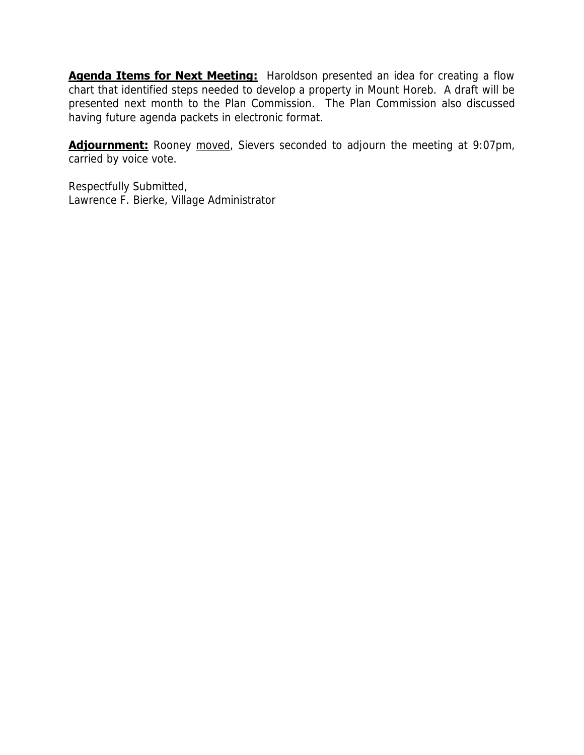**<u>Agenda Items for Next Meeting:</u>** Haroldson presented an idea for creating a flow chart that identified steps needed to develop a property in Mount Horeb. A draft will be presented next month to the Plan Commission. The Plan Commission also discussed having future agenda packets in electronic format.

**<u>Adjournment:</u>** Rooney <u>moved</u>, Sievers seconded to adjourn the meeting at 9:07pm, carried by voice vote.

Respectfully Submitted,
Lawrence F. Bierke, Village Administrator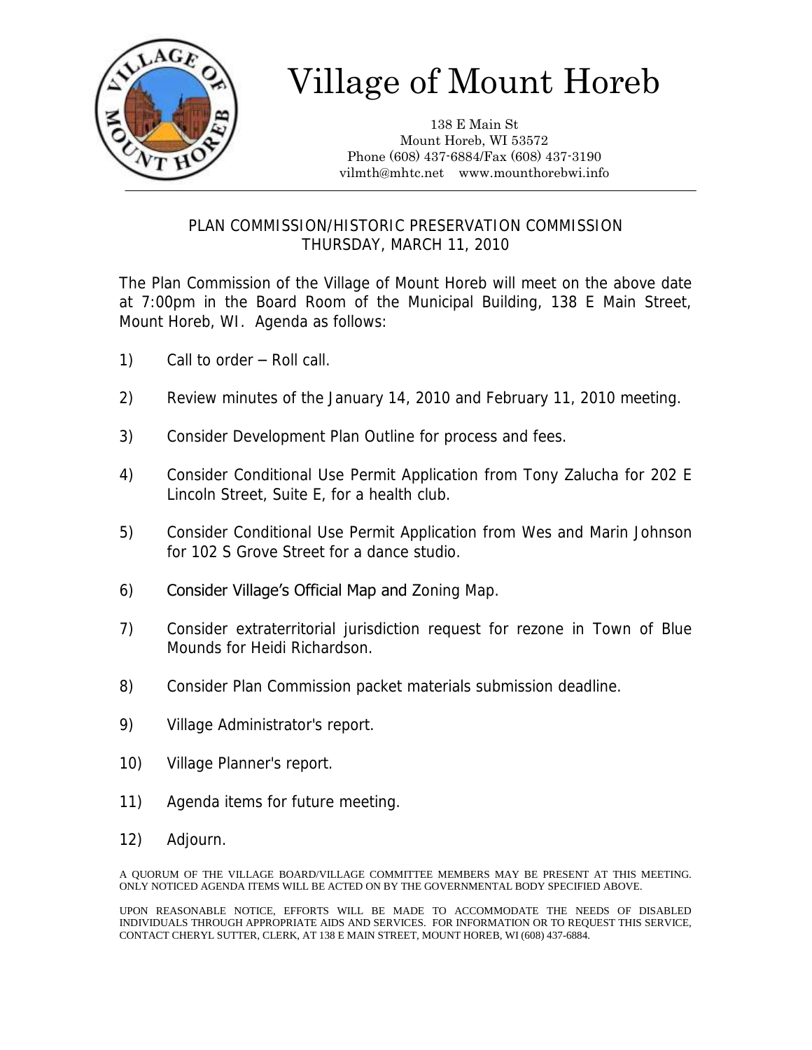# Village of Mount Horeb

138 E Main St
Mount Horeb, WI 53572
Phone (608) 437-6884/Fax (608) 437-3190
vilmth@mhtc.net    www.mounthorebwi.info

---

## PLAN COMMISSION/HISTORIC PRESERVATION COMMISSION
## THURSDAY, MARCH 11, 2010

The Plan Commission of the Village of Mount Horeb will meet on the above date at 7:00pm in the Board Room of the Municipal Building, 138 E Main Street, Mount Horeb, WI. Agenda as follows:

1) Call to order – Roll call.

2) Review minutes of the January 14, 2010 and February 11, 2010 meeting.

3) Consider Development Plan Outline for process and fees.

4) Consider Conditional Use Permit Application from Tony Zalucha for 202 E Lincoln Street, Suite E, for a health club.

5) Consider Conditional Use Permit Application from Wes and Marin Johnson for 102 S Grove Street for a dance studio.

6) Consider Village's Official Map and Zoning Map.

7) Consider extraterritorial jurisdiction request for rezone in Town of Blue Mounds for Heidi Richardson.

8) Consider Plan Commission packet materials submission deadline.

9) Village Administrator's report.

10) Village Planner's report.

11) Agenda items for future meeting.

12) Adjourn.

A QUORUM OF THE VILLAGE BOARD/VILLAGE COMMITTEE MEMBERS MAY BE PRESENT AT THIS MEETING. ONLY NOTICED AGENDA ITEMS WILL BE ACTED ON BY THE GOVERNMENTAL BODY SPECIFIED ABOVE.

UPON REASONABLE NOTICE, EFFORTS WILL BE MADE TO ACCOMMODATE THE NEEDS OF DISABLED INDIVIDUALS THROUGH APPROPRIATE AIDS AND SERVICES. FOR INFORMATION OR TO REQUEST THIS SERVICE, CONTACT CHERYL SUTTER, CLERK, AT 138 E MAIN STREET, MOUNT HOREB, WI (608) 437-6884.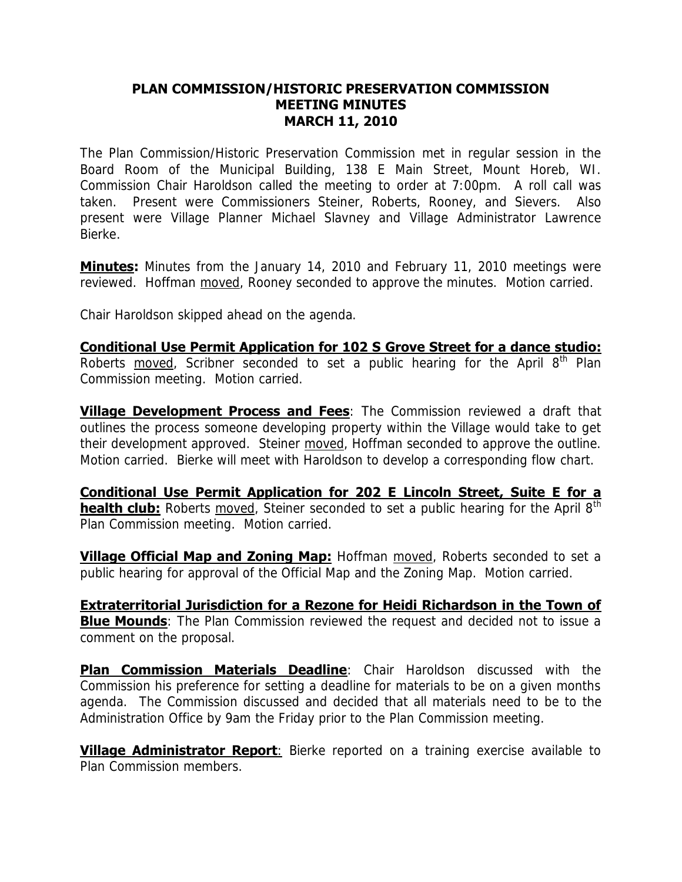# PLAN COMMISSION/HISTORIC PRESERVATION COMMISSION MEETING MINUTES MARCH 11, 2010

The Plan Commission/Historic Preservation Commission met in regular session in the Board Room of the Municipal Building, 138 E Main Street, Mount Horeb, WI. Commission Chair Haroldson called the meeting to order at 7:00pm. A roll call was taken. Present were Commissioners Steiner, Roberts, Rooney, and Sievers. Also present were Village Planner Michael Slavney and Village Administrator Lawrence Bierke.

**Minutes:** Minutes from the January 14, 2010 and February 11, 2010 meetings were reviewed. Hoffman moved, Rooney seconded to approve the minutes. Motion carried.

Chair Haroldson skipped ahead on the agenda.

**Conditional Use Permit Application for 102 S Grove Street for a dance studio:** Roberts moved, Scribner seconded to set a public hearing for the April 8th Plan Commission meeting. Motion carried.

**Village Development Process and Fees**: The Commission reviewed a draft that outlines the process someone developing property within the Village would take to get their development approved. Steiner moved, Hoffman seconded to approve the outline. Motion carried. Bierke will meet with Haroldson to develop a corresponding flow chart.

**Conditional Use Permit Application for 202 E Lincoln Street, Suite E for a health club:** Roberts moved, Steiner seconded to set a public hearing for the April 8th Plan Commission meeting. Motion carried.

**Village Official Map and Zoning Map:** Hoffman moved, Roberts seconded to set a public hearing for approval of the Official Map and the Zoning Map. Motion carried.

**Extraterritorial Jurisdiction for a Rezone for Heidi Richardson in the Town of Blue Mounds**: The Plan Commission reviewed the request and decided not to issue a comment on the proposal.

**Plan Commission Materials Deadline**: Chair Haroldson discussed with the Commission his preference for setting a deadline for materials to be on a given months agenda. The Commission discussed and decided that all materials need to be to the Administration Office by 9am the Friday prior to the Plan Commission meeting.

**Village Administrator Report**: Bierke reported on a training exercise available to Plan Commission members.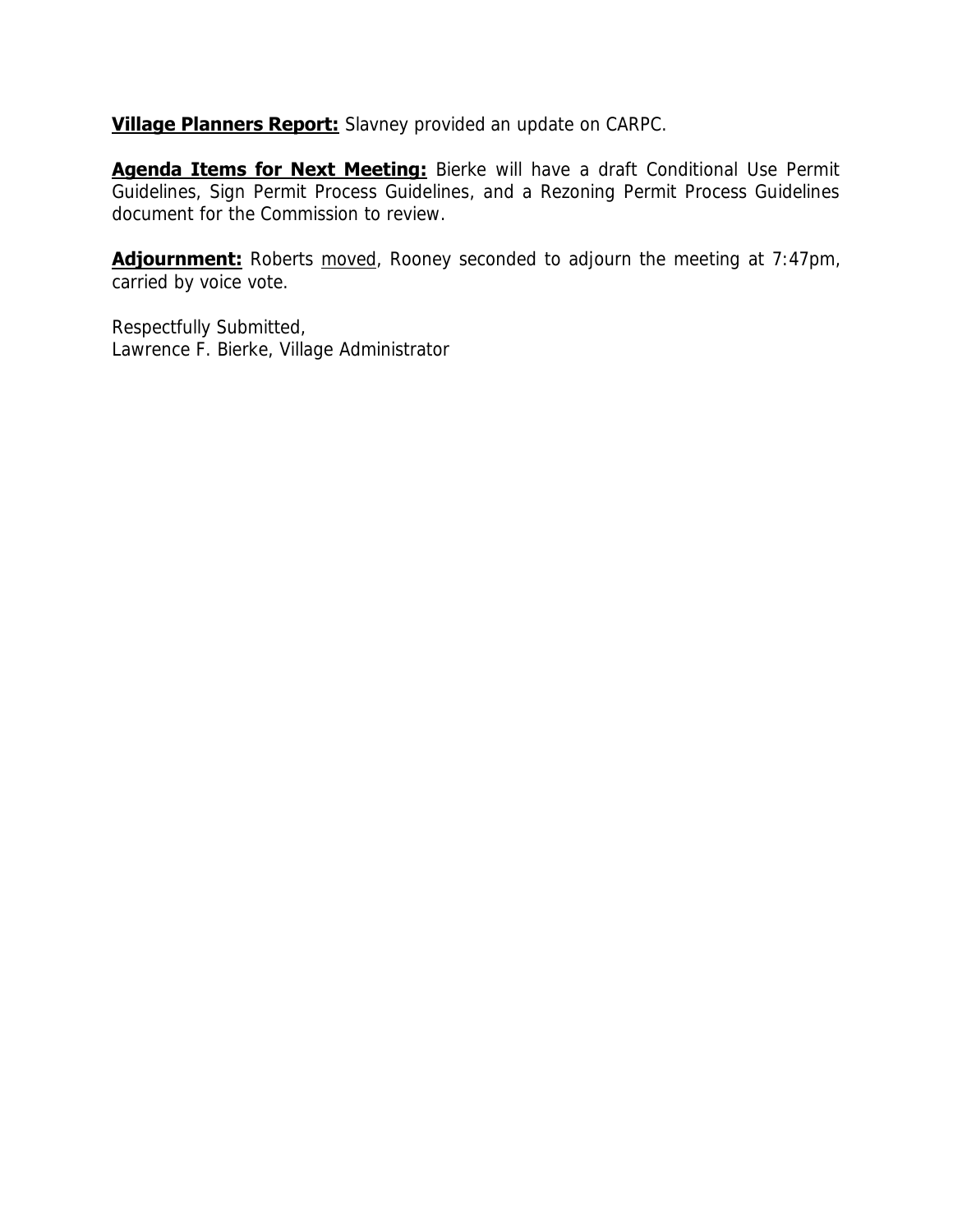**<u>Village Planners Report:</u>** Slavney provided an update on CARPC.

**<u>Agenda Items for Next Meeting:</u>** Bierke will have a draft Conditional Use Permit Guidelines, Sign Permit Process Guidelines, and a Rezoning Permit Process Guidelines document for the Commission to review.

**<u>Adjournment:</u>** Roberts <u>moved</u>, Rooney seconded to adjourn the meeting at 7:47pm, carried by voice vote.

Respectfully Submitted,
Lawrence F. Bierke, Village Administrator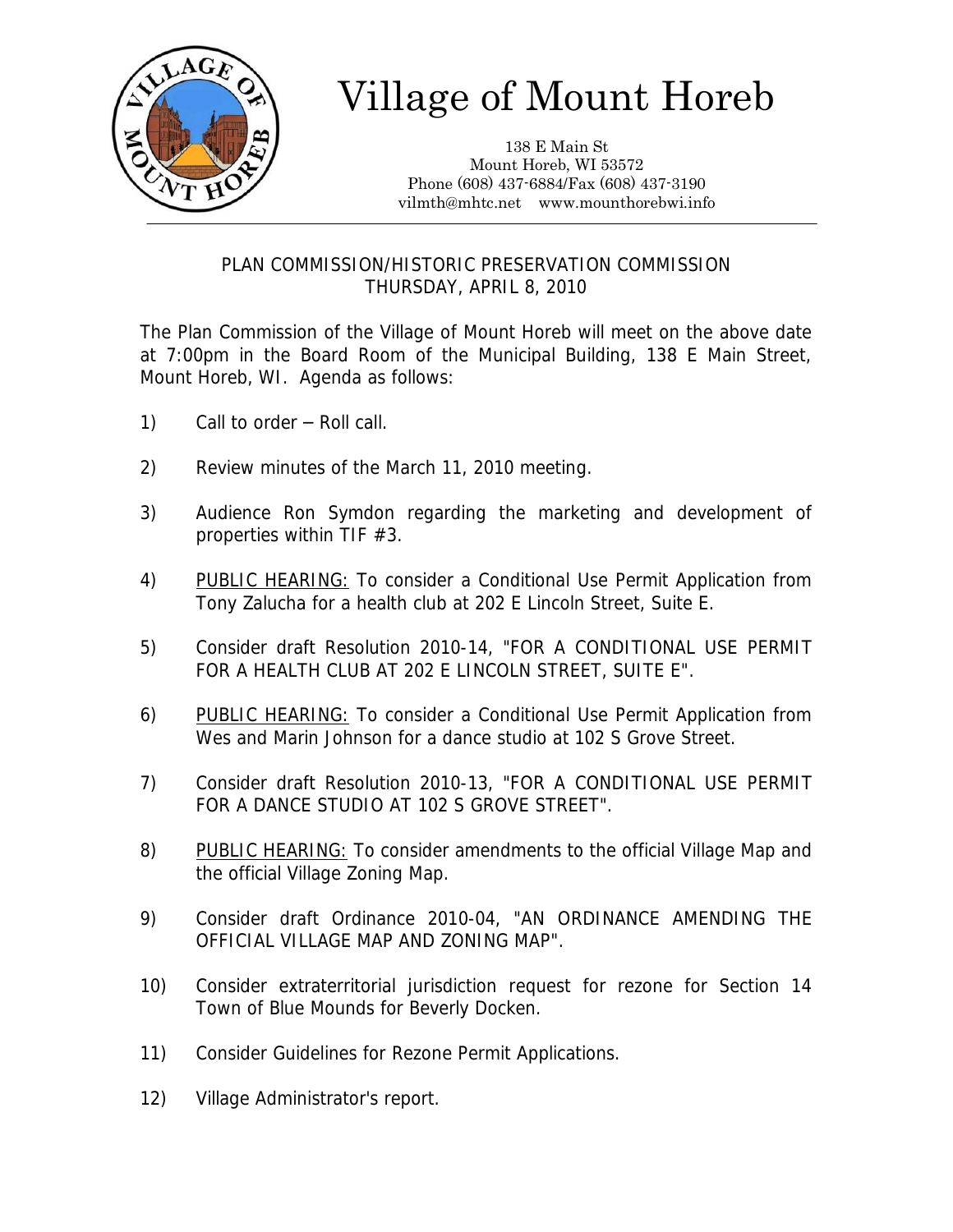# Village of Mount Horeb

138 E Main St
Mount Horeb, WI 53572
Phone (608) 437-6884/Fax (608) 437-3190
vilmth@mhtc.net www.mounthorebwi.info

---

PLAN COMMISSION/HISTORIC PRESERVATION COMMISSION
THURSDAY, APRIL 8, 2010

The Plan Commission of the Village of Mount Horeb will meet on the above date at 7:00pm in the Board Room of the Municipal Building, 138 E Main Street, Mount Horeb, WI. Agenda as follows:

1) Call to order – Roll call.

2) Review minutes of the March 11, 2010 meeting.

3) Audience Ron Symdon regarding the marketing and development of properties within TIF #3.

4) PUBLIC HEARING: To consider a Conditional Use Permit Application from Tony Zalucha for a health club at 202 E Lincoln Street, Suite E.

5) Consider draft Resolution 2010-14, "FOR A CONDITIONAL USE PERMIT FOR A HEALTH CLUB AT 202 E LINCOLN STREET, SUITE E".

6) PUBLIC HEARING: To consider a Conditional Use Permit Application from Wes and Marin Johnson for a dance studio at 102 S Grove Street.

7) Consider draft Resolution 2010-13, "FOR A CONDITIONAL USE PERMIT FOR A DANCE STUDIO AT 102 S GROVE STREET".

8) PUBLIC HEARING: To consider amendments to the official Village Map and the official Village Zoning Map.

9) Consider draft Ordinance 2010-04, "AN ORDINANCE AMENDING THE OFFICIAL VILLAGE MAP AND ZONING MAP".

10) Consider extraterritorial jurisdiction request for rezone for Section 14 Town of Blue Mounds for Beverly Docken.

11) Consider Guidelines for Rezone Permit Applications.

12) Village Administrator's report.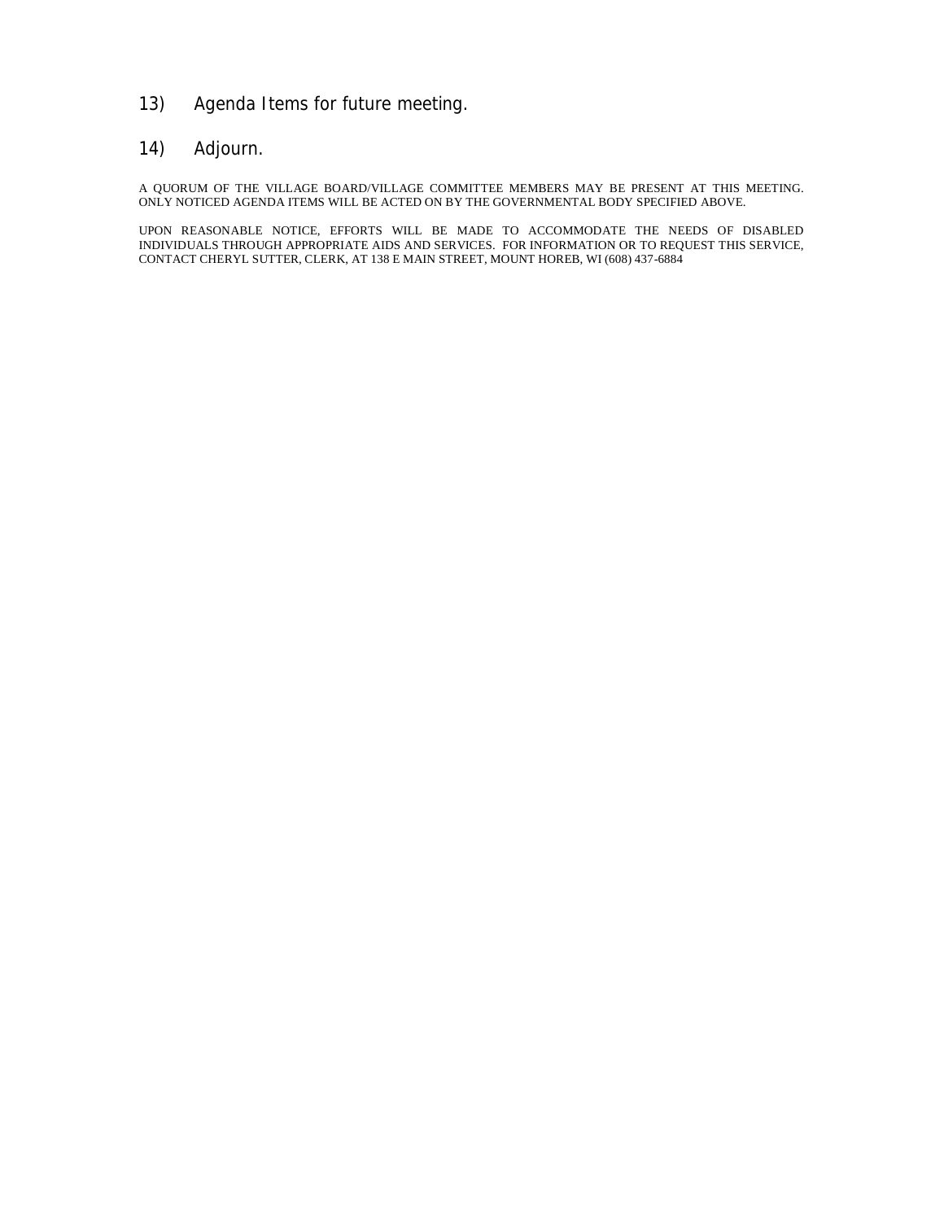13) Agenda Items for future meeting.

14) Adjourn.

A QUORUM OF THE VILLAGE BOARD/VILLAGE COMMITTEE MEMBERS MAY BE PRESENT AT THIS MEETING. ONLY NOTICED AGENDA ITEMS WILL BE ACTED ON BY THE GOVERNMENTAL BODY SPECIFIED ABOVE.

UPON REASONABLE NOTICE, EFFORTS WILL BE MADE TO ACCOMMODATE THE NEEDS OF DISABLED INDIVIDUALS THROUGH APPROPRIATE AIDS AND SERVICES. FOR INFORMATION OR TO REQUEST THIS SERVICE, CONTACT CHERYL SUTTER, CLERK, AT 138 E MAIN STREET, MOUNT HOREB, WI (608) 437-6884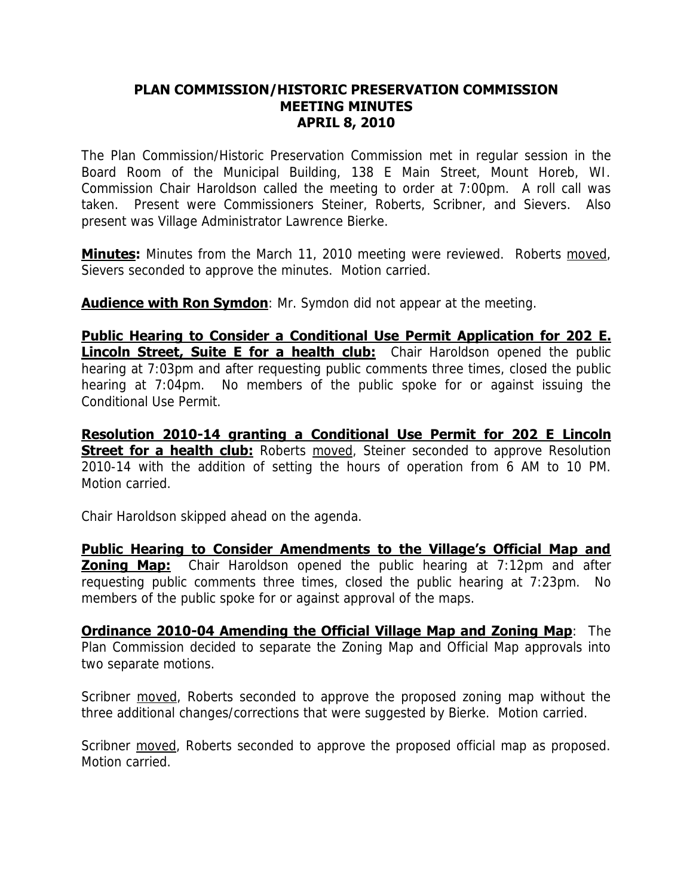# PLAN COMMISSION/HISTORIC PRESERVATION COMMISSION
# MEETING MINUTES
# APRIL 8, 2010

The Plan Commission/Historic Preservation Commission met in regular session in the Board Room of the Municipal Building, 138 E Main Street, Mount Horeb, WI. Commission Chair Haroldson called the meeting to order at 7:00pm. A roll call was taken. Present were Commissioners Steiner, Roberts, Scribner, and Sievers. Also present was Village Administrator Lawrence Bierke.

**Minutes:** Minutes from the March 11, 2010 meeting were reviewed. Roberts moved, Sievers seconded to approve the minutes. Motion carried.

**Audience with Ron Symdon**: Mr. Symdon did not appear at the meeting.

**Public Hearing to Consider a Conditional Use Permit Application for 202 E. Lincoln Street, Suite E for a health club:** Chair Haroldson opened the public hearing at 7:03pm and after requesting public comments three times, closed the public hearing at 7:04pm. No members of the public spoke for or against issuing the Conditional Use Permit.

**Resolution 2010-14 granting a Conditional Use Permit for 202 E Lincoln Street for a health club:** Roberts moved, Steiner seconded to approve Resolution 2010-14 with the addition of setting the hours of operation from 6 AM to 10 PM. Motion carried.

Chair Haroldson skipped ahead on the agenda.

**Public Hearing to Consider Amendments to the Village's Official Map and Zoning Map:** Chair Haroldson opened the public hearing at 7:12pm and after requesting public comments three times, closed the public hearing at 7:23pm. No members of the public spoke for or against approval of the maps.

**Ordinance 2010-04 Amending the Official Village Map and Zoning Map**: The Plan Commission decided to separate the Zoning Map and Official Map approvals into two separate motions.

Scribner moved, Roberts seconded to approve the proposed zoning map without the three additional changes/corrections that were suggested by Bierke. Motion carried.

Scribner moved, Roberts seconded to approve the proposed official map as proposed. Motion carried.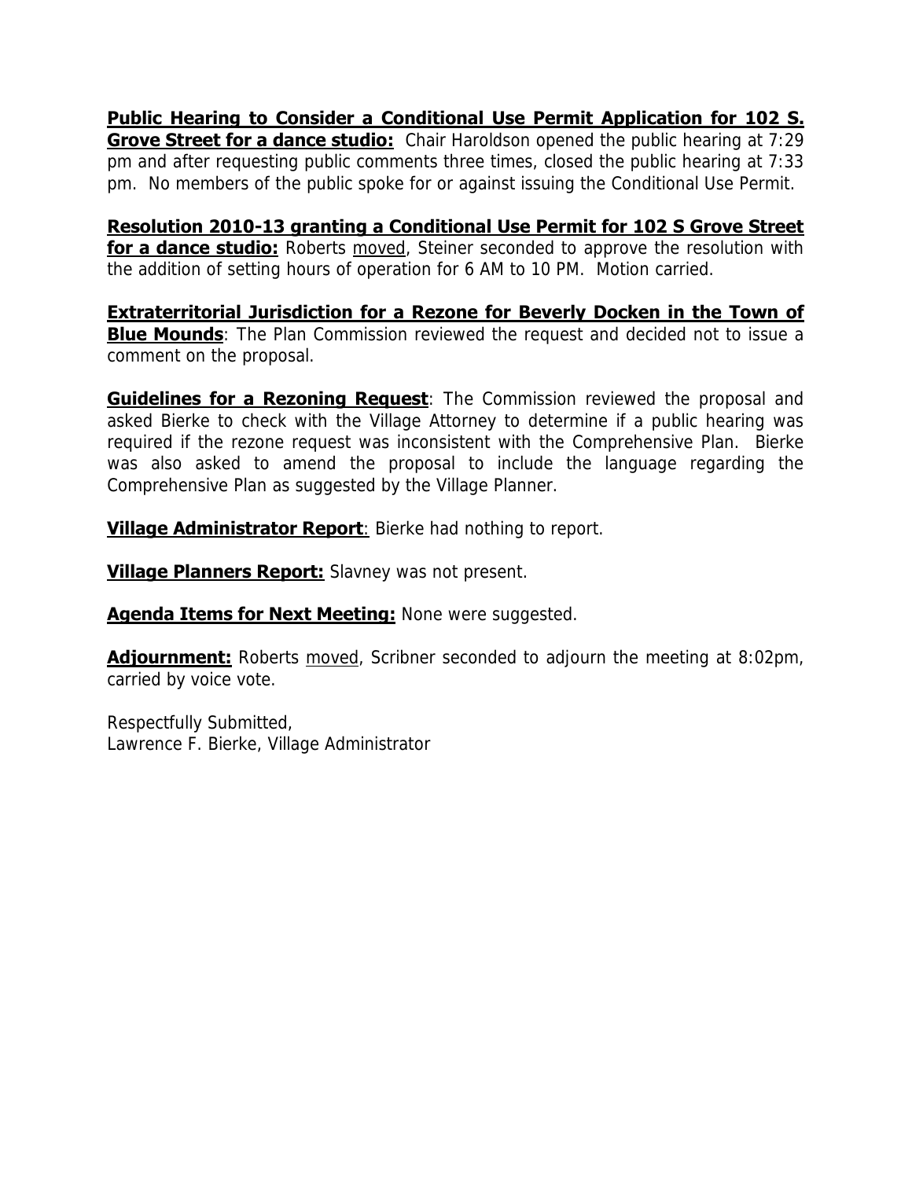**Public Hearing to Consider a Conditional Use Permit Application for 102 S. Grove Street for a dance studio:** Chair Haroldson opened the public hearing at 7:29 pm and after requesting public comments three times, closed the public hearing at 7:33 pm. No members of the public spoke for or against issuing the Conditional Use Permit.

**Resolution 2010-13 granting a Conditional Use Permit for 102 S Grove Street for a dance studio:** Roberts moved, Steiner seconded to approve the resolution with the addition of setting hours of operation for 6 AM to 10 PM. Motion carried.

**Extraterritorial Jurisdiction for a Rezone for Beverly Docken in the Town of Blue Mounds**: The Plan Commission reviewed the request and decided not to issue a comment on the proposal.

**Guidelines for a Rezoning Request**: The Commission reviewed the proposal and asked Bierke to check with the Village Attorney to determine if a public hearing was required if the rezone request was inconsistent with the Comprehensive Plan. Bierke was also asked to amend the proposal to include the language regarding the Comprehensive Plan as suggested by the Village Planner.

**Village Administrator Report**: Bierke had nothing to report.

**Village Planners Report:** Slavney was not present.

**Agenda Items for Next Meeting:** None were suggested.

**Adjournment:** Roberts moved, Scribner seconded to adjourn the meeting at 8:02pm, carried by voice vote.

Respectfully Submitted,
Lawrence F. Bierke, Village Administrator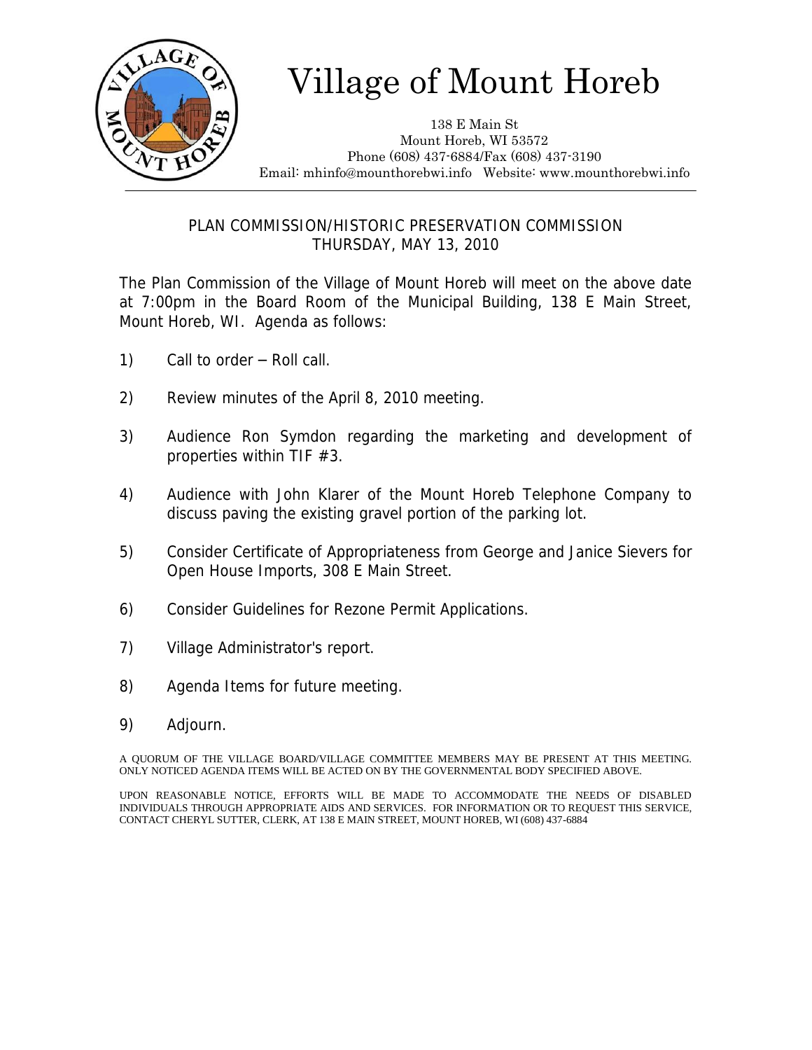# Village of Mount Horeb

138 E Main St
Mount Horeb, WI 53572
Phone (608) 437-6884/Fax (608) 437-3190
Email: mhinfo@mounthorebwi.info Website: www.mounthorebwi.info

## PLAN COMMISSION/HISTORIC PRESERVATION COMMISSION
## THURSDAY, MAY 13, 2010

The Plan Commission of the Village of Mount Horeb will meet on the above date at 7:00pm in the Board Room of the Municipal Building, 138 E Main Street, Mount Horeb, WI. Agenda as follows:

1) Call to order – Roll call.

2) Review minutes of the April 8, 2010 meeting.

3) Audience Ron Symdon regarding the marketing and development of properties within TIF #3.

4) Audience with John Klarer of the Mount Horeb Telephone Company to discuss paving the existing gravel portion of the parking lot.

5) Consider Certificate of Appropriateness from George and Janice Sievers for Open House Imports, 308 E Main Street.

6) Consider Guidelines for Rezone Permit Applications.

7) Village Administrator's report.

8) Agenda Items for future meeting.

9) Adjourn.

A QUORUM OF THE VILLAGE BOARD/VILLAGE COMMITTEE MEMBERS MAY BE PRESENT AT THIS MEETING. ONLY NOTICED AGENDA ITEMS WILL BE ACTED ON BY THE GOVERNMENTAL BODY SPECIFIED ABOVE.

UPON REASONABLE NOTICE, EFFORTS WILL BE MADE TO ACCOMMODATE THE NEEDS OF DISABLED INDIVIDUALS THROUGH APPROPRIATE AIDS AND SERVICES. FOR INFORMATION OR TO REQUEST THIS SERVICE, CONTACT CHERYL SUTTER, CLERK, AT 138 E MAIN STREET, MOUNT HOREB, WI (608) 437-6884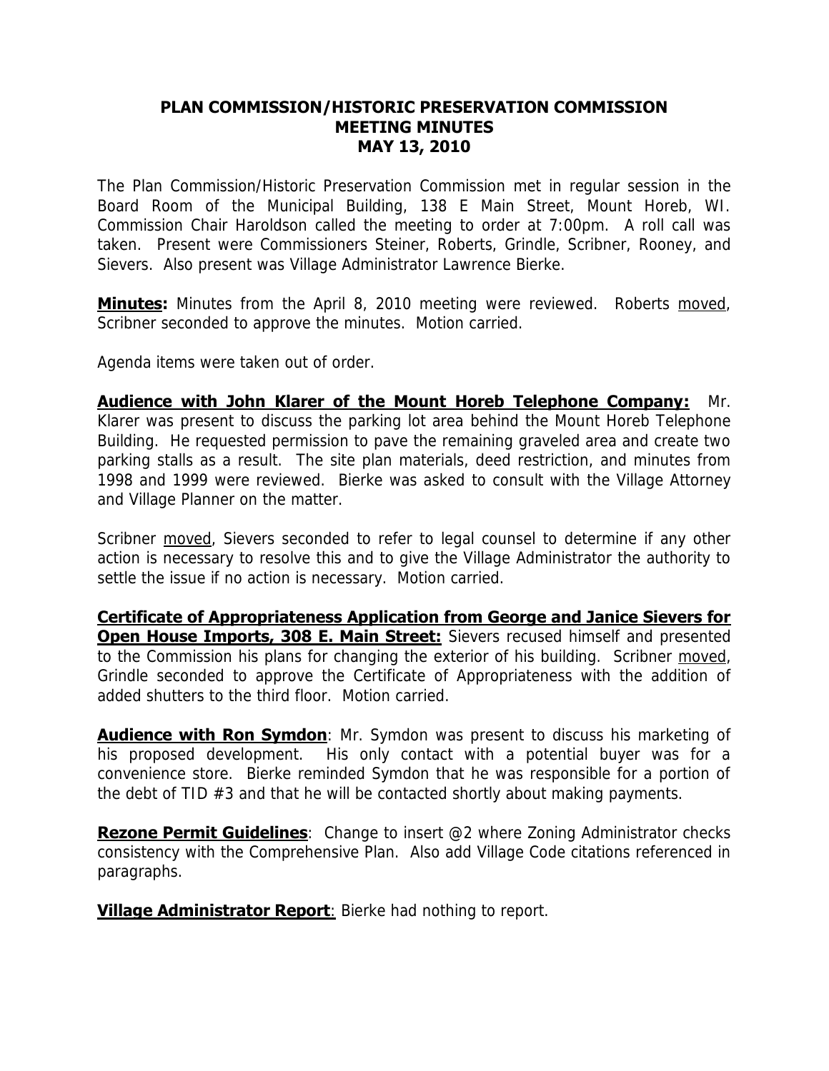# PLAN COMMISSION/HISTORIC PRESERVATION COMMISSION
# MEETING MINUTES
# MAY 13, 2010

The Plan Commission/Historic Preservation Commission met in regular session in the Board Room of the Municipal Building, 138 E Main Street, Mount Horeb, WI. Commission Chair Haroldson called the meeting to order at 7:00pm. A roll call was taken. Present were Commissioners Steiner, Roberts, Grindle, Scribner, Rooney, and Sievers. Also present was Village Administrator Lawrence Bierke.

**Minutes:** Minutes from the April 8, 2010 meeting were reviewed. Roberts moved, Scribner seconded to approve the minutes. Motion carried.

Agenda items were taken out of order.

**Audience with John Klarer of the Mount Horeb Telephone Company:** Mr. Klarer was present to discuss the parking lot area behind the Mount Horeb Telephone Building. He requested permission to pave the remaining graveled area and create two parking stalls as a result. The site plan materials, deed restriction, and minutes from 1998 and 1999 were reviewed. Bierke was asked to consult with the Village Attorney and Village Planner on the matter.

Scribner moved, Sievers seconded to refer to legal counsel to determine if any other action is necessary to resolve this and to give the Village Administrator the authority to settle the issue if no action is necessary. Motion carried.

**Certificate of Appropriateness Application from George and Janice Sievers for Open House Imports, 308 E. Main Street:** Sievers recused himself and presented to the Commission his plans for changing the exterior of his building. Scribner moved, Grindle seconded to approve the Certificate of Appropriateness with the addition of added shutters to the third floor. Motion carried.

**Audience with Ron Symdon**: Mr. Symdon was present to discuss his marketing of his proposed development. His only contact with a potential buyer was for a convenience store. Bierke reminded Symdon that he was responsible for a portion of the debt of TID #3 and that he will be contacted shortly about making payments.

**Rezone Permit Guidelines**: Change to insert @2 where Zoning Administrator checks consistency with the Comprehensive Plan. Also add Village Code citations referenced in paragraphs.

**Village Administrator Report**: Bierke had nothing to report.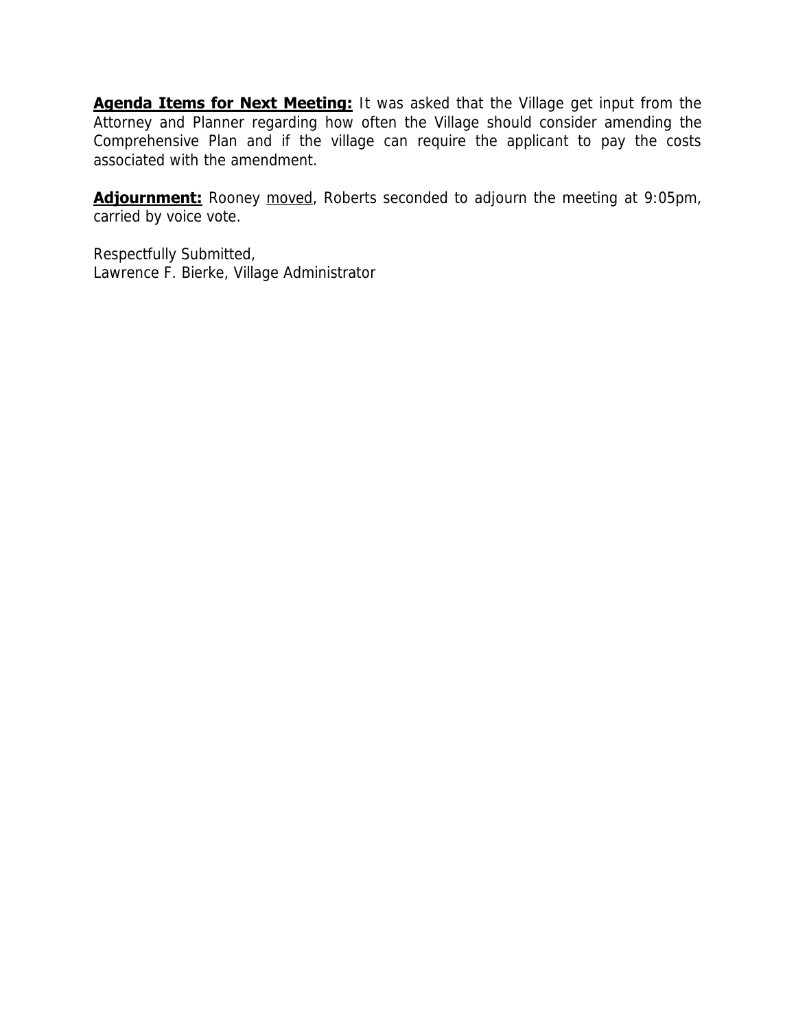**<u>Agenda Items for Next Meeting:</u>** It was asked that the Village get input from the Attorney and Planner regarding how often the Village should consider amending the Comprehensive Plan and if the village can require the applicant to pay the costs associated with the amendment.

**<u>Adjournment:</u>** Rooney <u>moved</u>, Roberts seconded to adjourn the meeting at 9:05pm, carried by voice vote.

Respectfully Submitted,
Lawrence F. Bierke, Village Administrator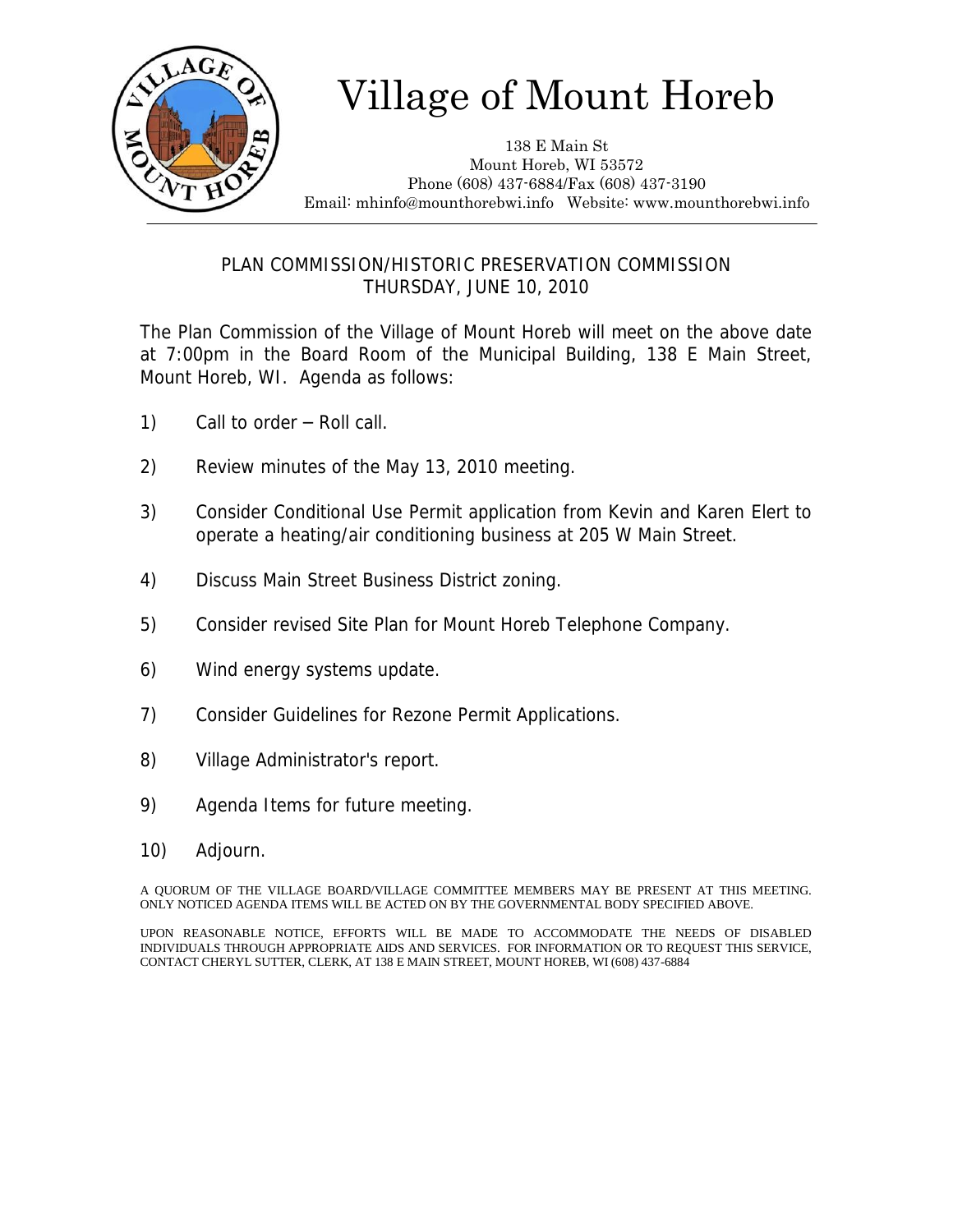# Village of Mount Horeb

138 E Main St
Mount Horeb, WI 53572
Phone (608) 437-6884/Fax (608) 437-3190
Email: mhinfo@mounthorebwi.info Website: www.mounthorebwi.info

## PLAN COMMISSION/HISTORIC PRESERVATION COMMISSION
## THURSDAY, JUNE 10, 2010

The Plan Commission of the Village of Mount Horeb will meet on the above date at 7:00pm in the Board Room of the Municipal Building, 138 E Main Street, Mount Horeb, WI. Agenda as follows:

1) Call to order – Roll call.

2) Review minutes of the May 13, 2010 meeting.

3) Consider Conditional Use Permit application from Kevin and Karen Elert to operate a heating/air conditioning business at 205 W Main Street.

4) Discuss Main Street Business District zoning.

5) Consider revised Site Plan for Mount Horeb Telephone Company.

6) Wind energy systems update.

7) Consider Guidelines for Rezone Permit Applications.

8) Village Administrator's report.

9) Agenda Items for future meeting.

10) Adjourn.

A QUORUM OF THE VILLAGE BOARD/VILLAGE COMMITTEE MEMBERS MAY BE PRESENT AT THIS MEETING. ONLY NOTICED AGENDA ITEMS WILL BE ACTED ON BY THE GOVERNMENTAL BODY SPECIFIED ABOVE.

UPON REASONABLE NOTICE, EFFORTS WILL BE MADE TO ACCOMMODATE THE NEEDS OF DISABLED INDIVIDUALS THROUGH APPROPRIATE AIDS AND SERVICES. FOR INFORMATION OR TO REQUEST THIS SERVICE, CONTACT CHERYL SUTTER, CLERK, AT 138 E MAIN STREET, MOUNT HOREB, WI (608) 437-6884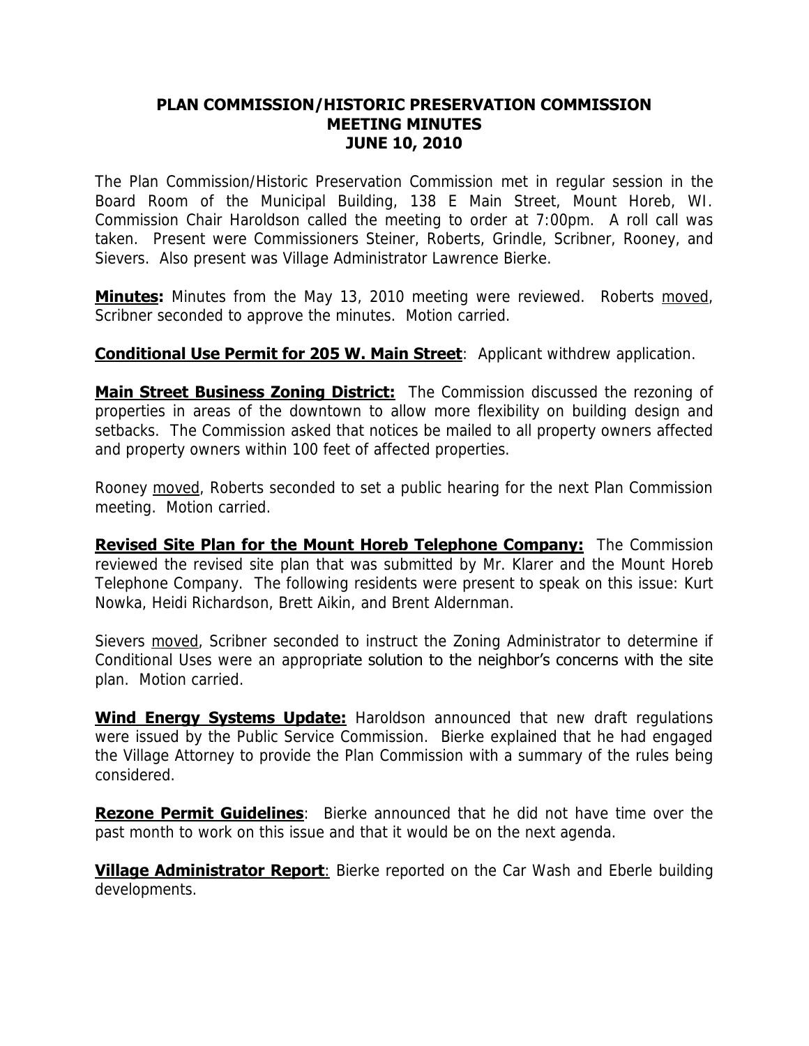# PLAN COMMISSION/HISTORIC PRESERVATION COMMISSION
# MEETING MINUTES
# JUNE 10, 2010

The Plan Commission/Historic Preservation Commission met in regular session in the Board Room of the Municipal Building, 138 E Main Street, Mount Horeb, WI. Commission Chair Haroldson called the meeting to order at 7:00pm. A roll call was taken. Present were Commissioners Steiner, Roberts, Grindle, Scribner, Rooney, and Sievers. Also present was Village Administrator Lawrence Bierke.

**Minutes:** Minutes from the May 13, 2010 meeting were reviewed. Roberts moved, Scribner seconded to approve the minutes. Motion carried.

**Conditional Use Permit for 205 W. Main Street**: Applicant withdrew application.

**Main Street Business Zoning District:** The Commission discussed the rezoning of properties in areas of the downtown to allow more flexibility on building design and setbacks. The Commission asked that notices be mailed to all property owners affected and property owners within 100 feet of affected properties.

Rooney moved, Roberts seconded to set a public hearing for the next Plan Commission meeting. Motion carried.

**Revised Site Plan for the Mount Horeb Telephone Company:** The Commission reviewed the revised site plan that was submitted by Mr. Klarer and the Mount Horeb Telephone Company. The following residents were present to speak on this issue: Kurt Nowka, Heidi Richardson, Brett Aikin, and Brent Aldernman.

Sievers moved, Scribner seconded to instruct the Zoning Administrator to determine if Conditional Uses were an appropriate solution to the neighbor's concerns with the site plan. Motion carried.

**Wind Energy Systems Update:** Haroldson announced that new draft regulations were issued by the Public Service Commission. Bierke explained that he had engaged the Village Attorney to provide the Plan Commission with a summary of the rules being considered.

**Rezone Permit Guidelines**: Bierke announced that he did not have time over the past month to work on this issue and that it would be on the next agenda.

**Village Administrator Report**: Bierke reported on the Car Wash and Eberle building developments.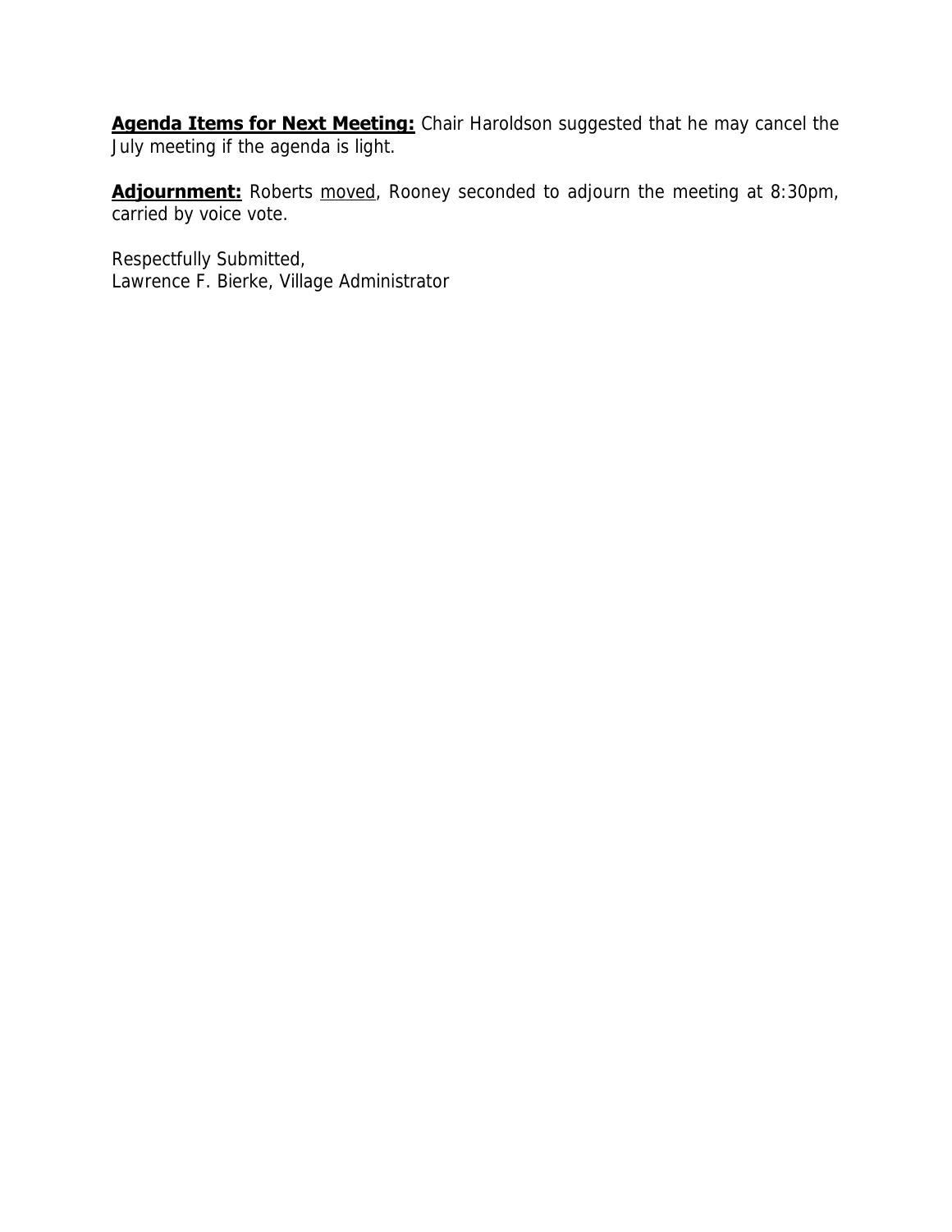**Agenda Items for Next Meeting:** Chair Haroldson suggested that he may cancel the July meeting if the agenda is light.

**Adjournment:** Roberts moved, Rooney seconded to adjourn the meeting at 8:30pm, carried by voice vote.

Respectfully Submitted,
Lawrence F. Bierke, Village Administrator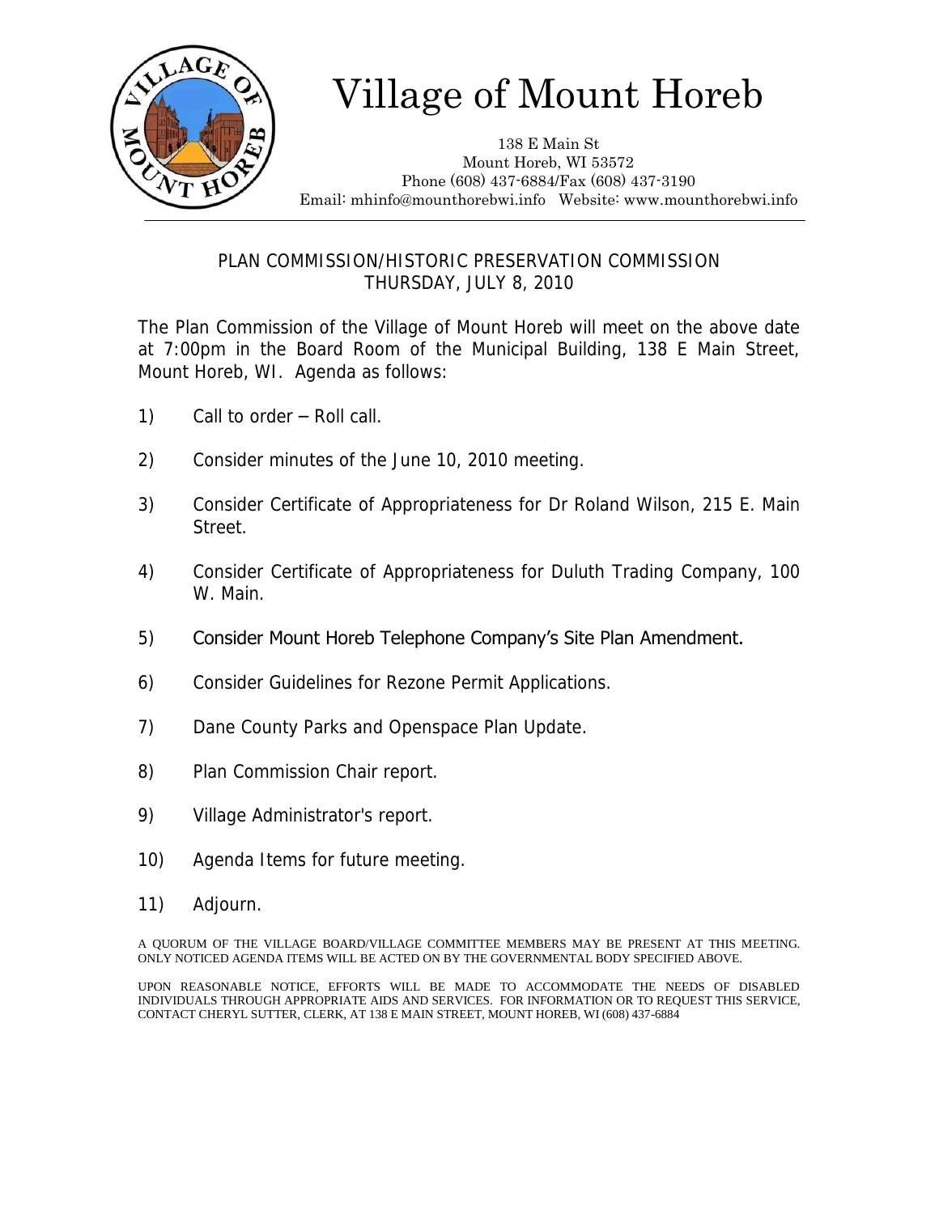# Village of Mount Horeb

138 E Main St
Mount Horeb, WI 53572
Phone (608) 437-6884/Fax (608) 437-3190
Email: mhinfo@mounthorebwi.info Website: www.mounthorebwi.info

## PLAN COMMISSION/HISTORIC PRESERVATION COMMISSION
## THURSDAY, JULY 8, 2010

The Plan Commission of the Village of Mount Horeb will meet on the above date at 7:00pm in the Board Room of the Municipal Building, 138 E Main Street, Mount Horeb, WI. Agenda as follows:

1) Call to order – Roll call.

2) Consider minutes of the June 10, 2010 meeting.

3) Consider Certificate of Appropriateness for Dr Roland Wilson, 215 E. Main Street.

4) Consider Certificate of Appropriateness for Duluth Trading Company, 100 W. Main.

5) Consider Mount Horeb Telephone Company's Site Plan Amendment.

6) Consider Guidelines for Rezone Permit Applications.

7) Dane County Parks and Openspace Plan Update.

8) Plan Commission Chair report.

9) Village Administrator's report.

10) Agenda Items for future meeting.

11) Adjourn.

A QUORUM OF THE VILLAGE BOARD/VILLAGE COMMITTEE MEMBERS MAY BE PRESENT AT THIS MEETING. ONLY NOTICED AGENDA ITEMS WILL BE ACTED ON BY THE GOVERNMENTAL BODY SPECIFIED ABOVE.

UPON REASONABLE NOTICE, EFFORTS WILL BE MADE TO ACCOMMODATE THE NEEDS OF DISABLED INDIVIDUALS THROUGH APPROPRIATE AIDS AND SERVICES. FOR INFORMATION OR TO REQUEST THIS SERVICE, CONTACT CHERYL SUTTER, CLERK, AT 138 E MAIN STREET, MOUNT HOREB, WI (608) 437-6884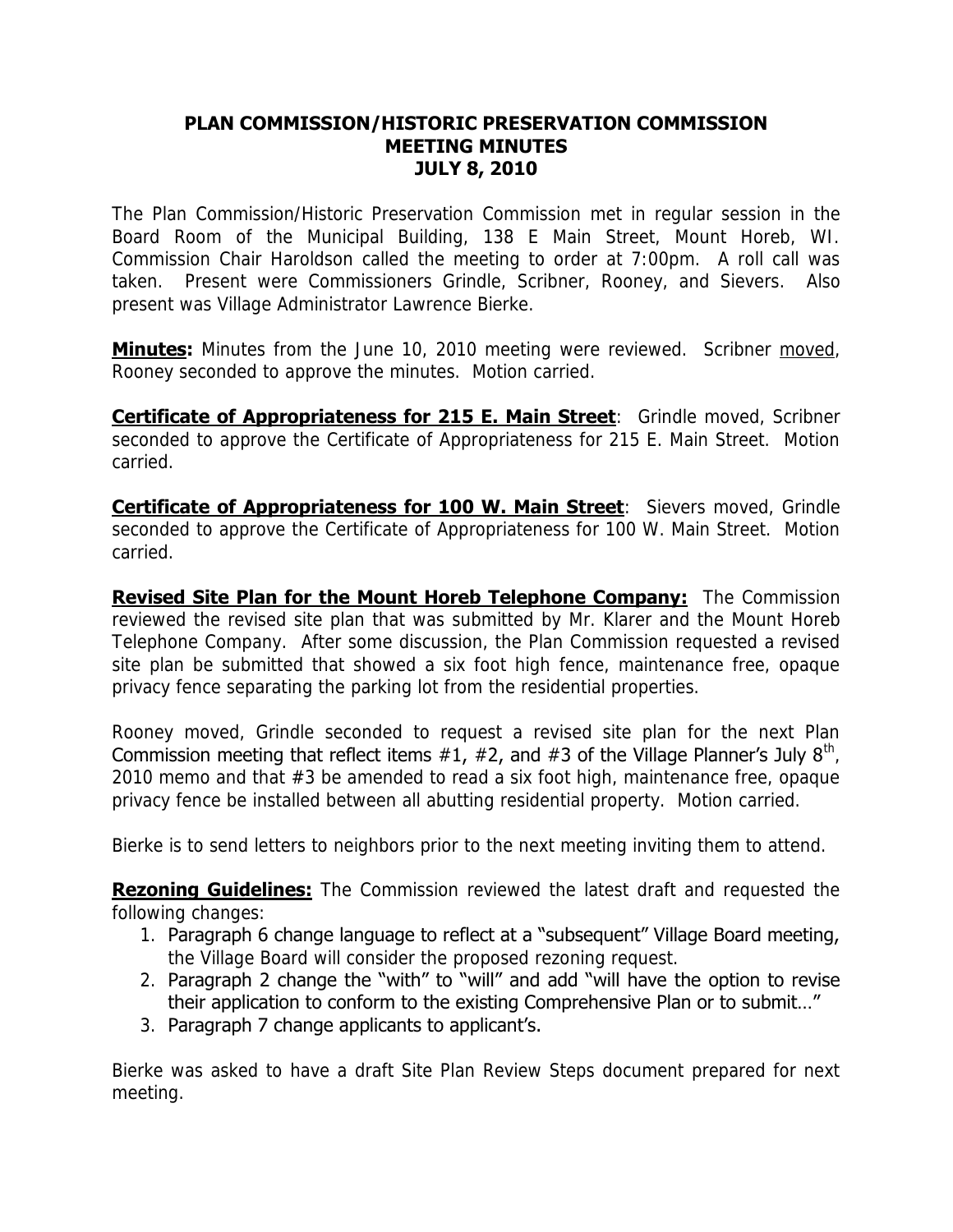# PLAN COMMISSION/HISTORIC PRESERVATION COMMISSION
# MEETING MINUTES
# JULY 8, 2010

The Plan Commission/Historic Preservation Commission met in regular session in the Board Room of the Municipal Building, 138 E Main Street, Mount Horeb, WI. Commission Chair Haroldson called the meeting to order at 7:00pm. A roll call was taken. Present were Commissioners Grindle, Scribner, Rooney, and Sievers. Also present was Village Administrator Lawrence Bierke.

**Minutes:** Minutes from the June 10, 2010 meeting were reviewed. Scribner moved, Rooney seconded to approve the minutes. Motion carried.

**Certificate of Appropriateness for 215 E. Main Street**: Grindle moved, Scribner seconded to approve the Certificate of Appropriateness for 215 E. Main Street. Motion carried.

**Certificate of Appropriateness for 100 W. Main Street**: Sievers moved, Grindle seconded to approve the Certificate of Appropriateness for 100 W. Main Street. Motion carried.

**Revised Site Plan for the Mount Horeb Telephone Company:** The Commission reviewed the revised site plan that was submitted by Mr. Klarer and the Mount Horeb Telephone Company. After some discussion, the Plan Commission requested a revised site plan be submitted that showed a six foot high fence, maintenance free, opaque privacy fence separating the parking lot from the residential properties.

Rooney moved, Grindle seconded to request a revised site plan for the next Plan Commission meeting that reflect items #1, #2, and #3 of the Village Planner's July 8th, 2010 memo and that #3 be amended to read a six foot high, maintenance free, opaque privacy fence be installed between all abutting residential property. Motion carried.

Bierke is to send letters to neighbors prior to the next meeting inviting them to attend.

**Rezoning Guidelines:** The Commission reviewed the latest draft and requested the following changes:

1. Paragraph 6 change language to reflect at a "subsequent" Village Board meeting, the Village Board will consider the proposed rezoning request.
2. Paragraph 2 change the "with" to "will" and add "will have the option to revise their application to conform to the existing Comprehensive Plan or to submit…"
3. Paragraph 7 change applicants to applicant's.

Bierke was asked to have a draft Site Plan Review Steps document prepared for next meeting.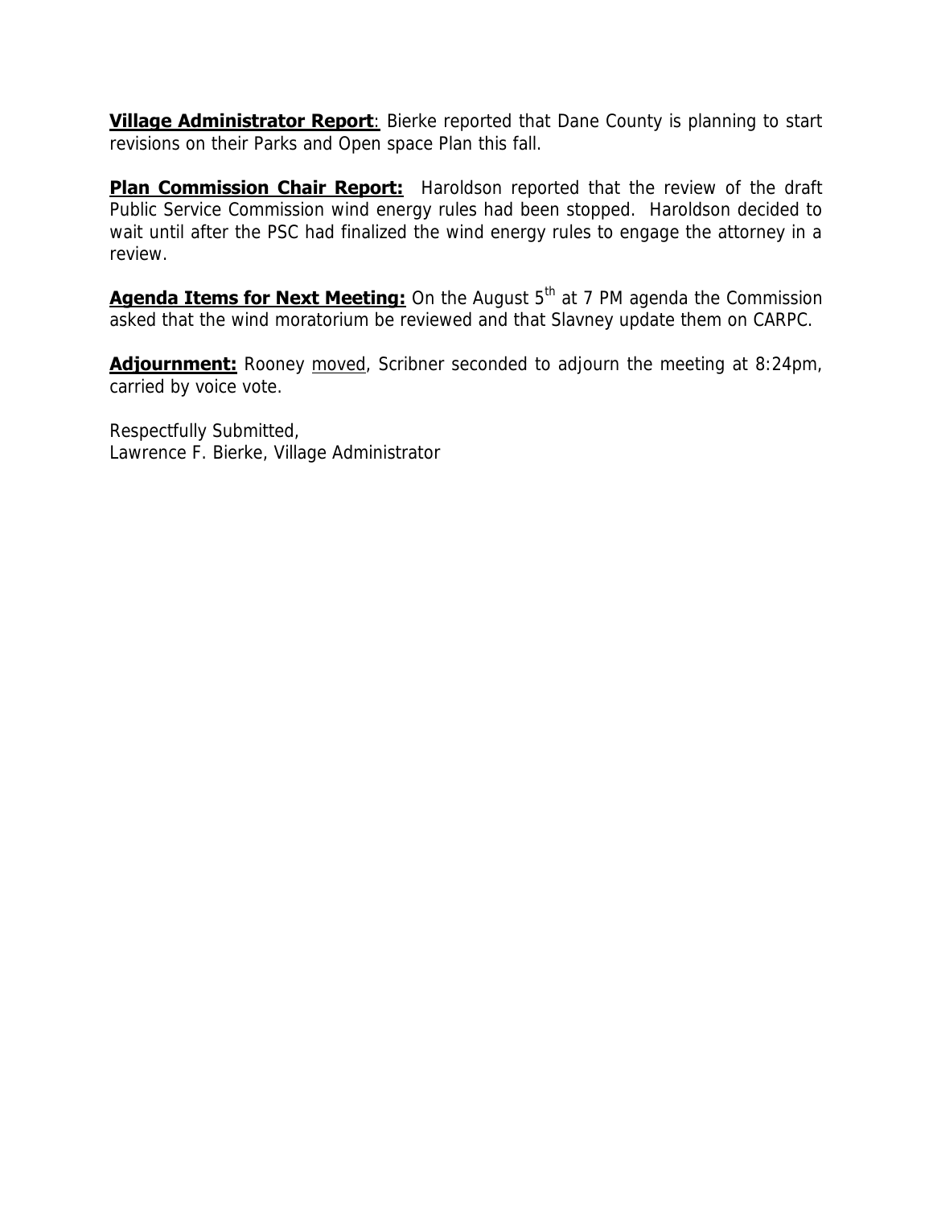**Village Administrator Report**: Bierke reported that Dane County is planning to start revisions on their Parks and Open space Plan this fall.

**Plan Commission Chair Report:** Haroldson reported that the review of the draft Public Service Commission wind energy rules had been stopped. Haroldson decided to wait until after the PSC had finalized the wind energy rules to engage the attorney in a review.

**Agenda Items for Next Meeting:** On the August 5th at 7 PM agenda the Commission asked that the wind moratorium be reviewed and that Slavney update them on CARPC.

**Adjournment:** Rooney moved, Scribner seconded to adjourn the meeting at 8:24pm, carried by voice vote.

Respectfully Submitted,
Lawrence F. Bierke, Village Administrator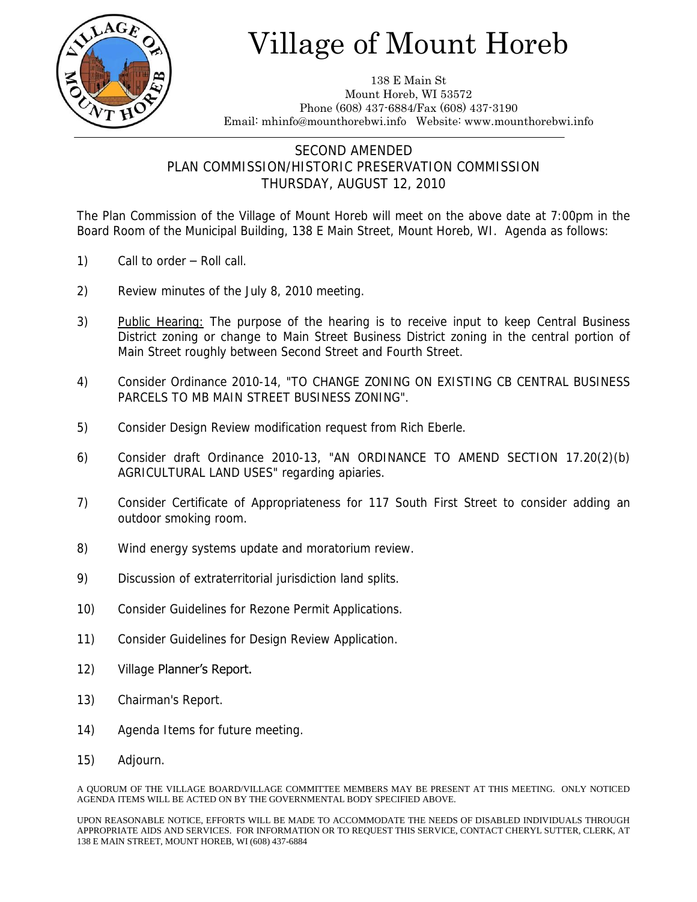# Village of Mount Horeb

138 E Main St
Mount Horeb, WI 53572
Phone (608) 437-6884/Fax (608) 437-3190
Email: mhinfo@mounthorebwi.info Website: www.mounthorebwi.info

## SECOND AMENDED
## PLAN COMMISSION/HISTORIC PRESERVATION COMMISSION
## THURSDAY, AUGUST 12, 2010

The Plan Commission of the Village of Mount Horeb will meet on the above date at 7:00pm in the Board Room of the Municipal Building, 138 E Main Street, Mount Horeb, WI. Agenda as follows:

1) Call to order – Roll call.

2) Review minutes of the July 8, 2010 meeting.

3) Public Hearing: The purpose of the hearing is to receive input to keep Central Business District zoning or change to Main Street Business District zoning in the central portion of Main Street roughly between Second Street and Fourth Street.

4) Consider Ordinance 2010-14, "TO CHANGE ZONING ON EXISTING CB CENTRAL BUSINESS PARCELS TO MB MAIN STREET BUSINESS ZONING".

5) Consider Design Review modification request from Rich Eberle.

6) Consider draft Ordinance 2010-13, "AN ORDINANCE TO AMEND SECTION 17.20(2)(b) AGRICULTURAL LAND USES" regarding apiaries.

7) Consider Certificate of Appropriateness for 117 South First Street to consider adding an outdoor smoking room.

8) Wind energy systems update and moratorium review.

9) Discussion of extraterritorial jurisdiction land splits.

10) Consider Guidelines for Rezone Permit Applications.

11) Consider Guidelines for Design Review Application.

12) Village Planner's Report.

13) Chairman's Report.

14) Agenda Items for future meeting.

15) Adjourn.

A QUORUM OF THE VILLAGE BOARD/VILLAGE COMMITTEE MEMBERS MAY BE PRESENT AT THIS MEETING. ONLY NOTICED AGENDA ITEMS WILL BE ACTED ON BY THE GOVERNMENTAL BODY SPECIFIED ABOVE.

UPON REASONABLE NOTICE, EFFORTS WILL BE MADE TO ACCOMMODATE THE NEEDS OF DISABLED INDIVIDUALS THROUGH APPROPRIATE AIDS AND SERVICES. FOR INFORMATION OR TO REQUEST THIS SERVICE, CONTACT CHERYL SUTTER, CLERK, AT 138 E MAIN STREET, MOUNT HOREB, WI (608) 437-6884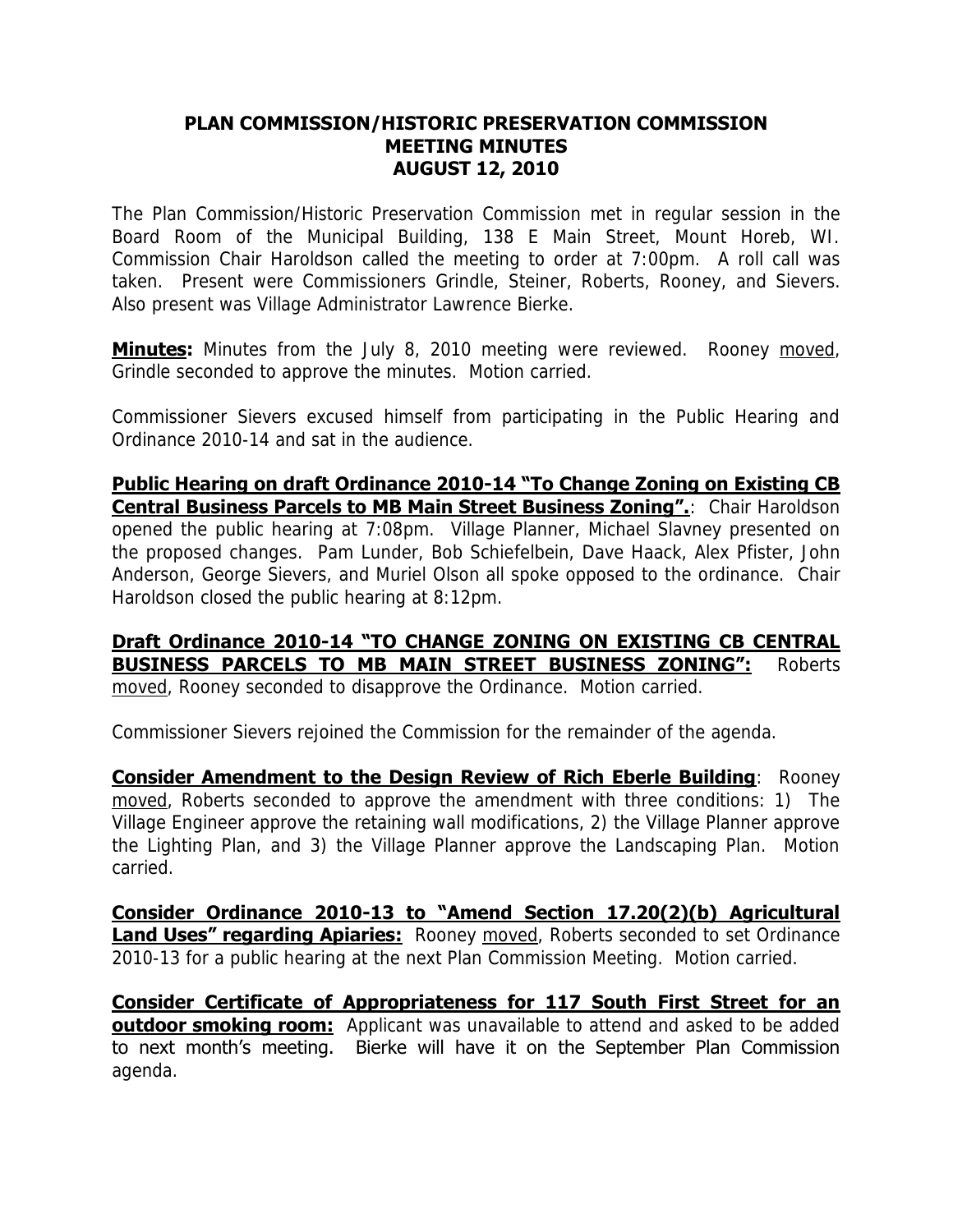# PLAN COMMISSION/HISTORIC PRESERVATION COMMISSION MEETING MINUTES AUGUST 12, 2010

The Plan Commission/Historic Preservation Commission met in regular session in the Board Room of the Municipal Building, 138 E Main Street, Mount Horeb, WI. Commission Chair Haroldson called the meeting to order at 7:00pm. A roll call was taken. Present were Commissioners Grindle, Steiner, Roberts, Rooney, and Sievers. Also present was Village Administrator Lawrence Bierke.

**Minutes:** Minutes from the July 8, 2010 meeting were reviewed. Rooney moved, Grindle seconded to approve the minutes. Motion carried.

Commissioner Sievers excused himself from participating in the Public Hearing and Ordinance 2010-14 and sat in the audience.

**Public Hearing on draft Ordinance 2010-14 "To Change Zoning on Existing CB Central Business Parcels to MB Main Street Business Zoning".**: Chair Haroldson opened the public hearing at 7:08pm. Village Planner, Michael Slavney presented on the proposed changes. Pam Lunder, Bob Schiefelbein, Dave Haack, Alex Pfister, John Anderson, George Sievers, and Muriel Olson all spoke opposed to the ordinance. Chair Haroldson closed the public hearing at 8:12pm.

**Draft Ordinance 2010-14 "TO CHANGE ZONING ON EXISTING CB CENTRAL BUSINESS PARCELS TO MB MAIN STREET BUSINESS ZONING":** Roberts moved, Rooney seconded to disapprove the Ordinance. Motion carried.

Commissioner Sievers rejoined the Commission for the remainder of the agenda.

**Consider Amendment to the Design Review of Rich Eberle Building**: Rooney moved, Roberts seconded to approve the amendment with three conditions: 1) The Village Engineer approve the retaining wall modifications, 2) the Village Planner approve the Lighting Plan, and 3) the Village Planner approve the Landscaping Plan. Motion carried.

**Consider Ordinance 2010-13 to "Amend Section 17.20(2)(b) Agricultural Land Uses" regarding Apiaries:** Rooney moved, Roberts seconded to set Ordinance 2010-13 for a public hearing at the next Plan Commission Meeting. Motion carried.

**Consider Certificate of Appropriateness for 117 South First Street for an outdoor smoking room:** Applicant was unavailable to attend and asked to be added to next month's meeting. Bierke will have it on the September Plan Commission agenda.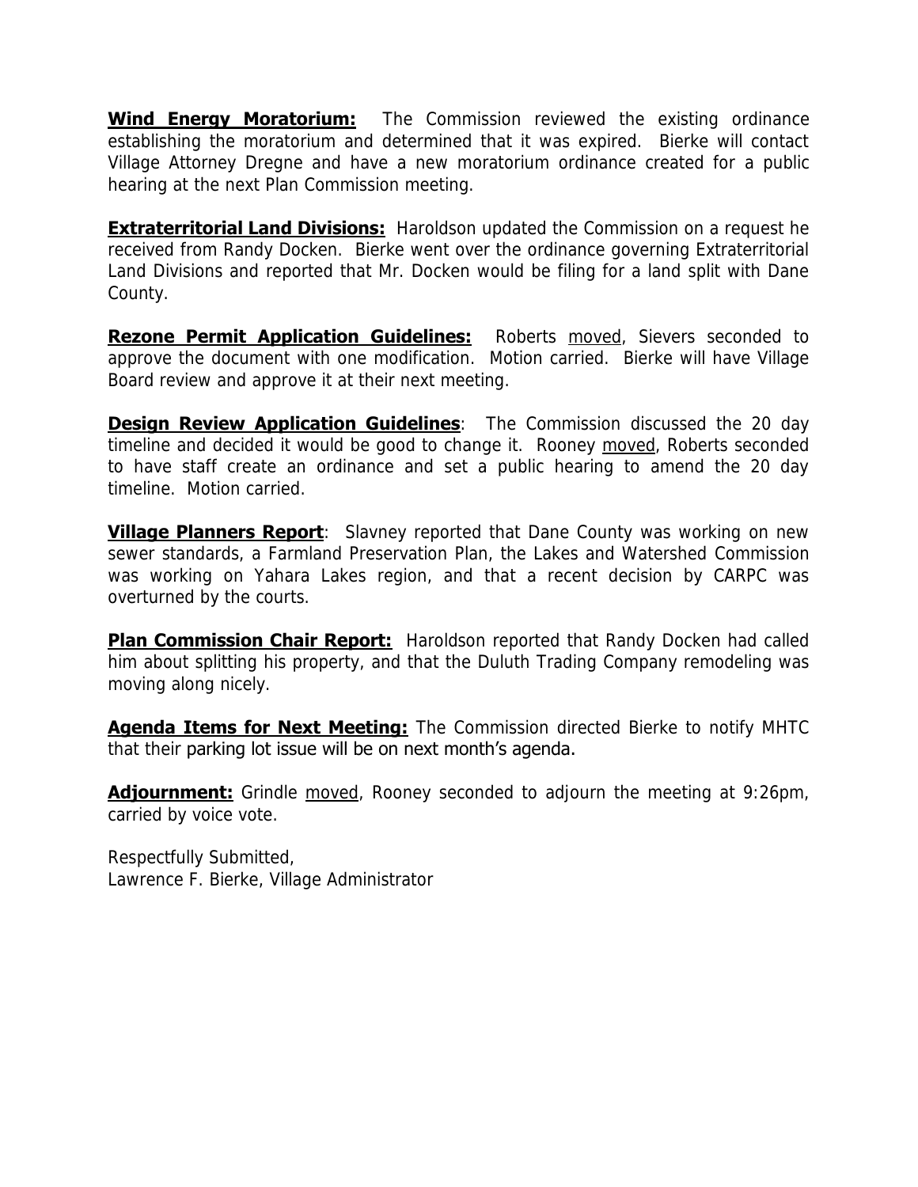**<u>Wind Energy Moratorium:</u>** The Commission reviewed the existing ordinance establishing the moratorium and determined that it was expired. Bierke will contact Village Attorney Dregne and have a new moratorium ordinance created for a public hearing at the next Plan Commission meeting.

**<u>Extraterritorial Land Divisions:</u>** Haroldson updated the Commission on a request he received from Randy Docken. Bierke went over the ordinance governing Extraterritorial Land Divisions and reported that Mr. Docken would be filing for a land split with Dane County.

**<u>Rezone Permit Application Guidelines:</u>** Roberts <u>moved</u>, Sievers seconded to approve the document with one modification. Motion carried. Bierke will have Village Board review and approve it at their next meeting.

**<u>Design Review Application Guidelines</u>**: The Commission discussed the 20 day timeline and decided it would be good to change it. Rooney <u>moved</u>, Roberts seconded to have staff create an ordinance and set a public hearing to amend the 20 day timeline. Motion carried.

**<u>Village Planners Report</u>**: Slavney reported that Dane County was working on new sewer standards, a Farmland Preservation Plan, the Lakes and Watershed Commission was working on Yahara Lakes region, and that a recent decision by CARPC was overturned by the courts.

**<u>Plan Commission Chair Report:</u>** Haroldson reported that Randy Docken had called him about splitting his property, and that the Duluth Trading Company remodeling was moving along nicely.

**<u>Agenda Items for Next Meeting:</u>** The Commission directed Bierke to notify MHTC that their parking lot issue will be on next month's agenda.

**<u>Adjournment:</u>** Grindle <u>moved</u>, Rooney seconded to adjourn the meeting at 9:26pm, carried by voice vote.

Respectfully Submitted,
Lawrence F. Bierke, Village Administrator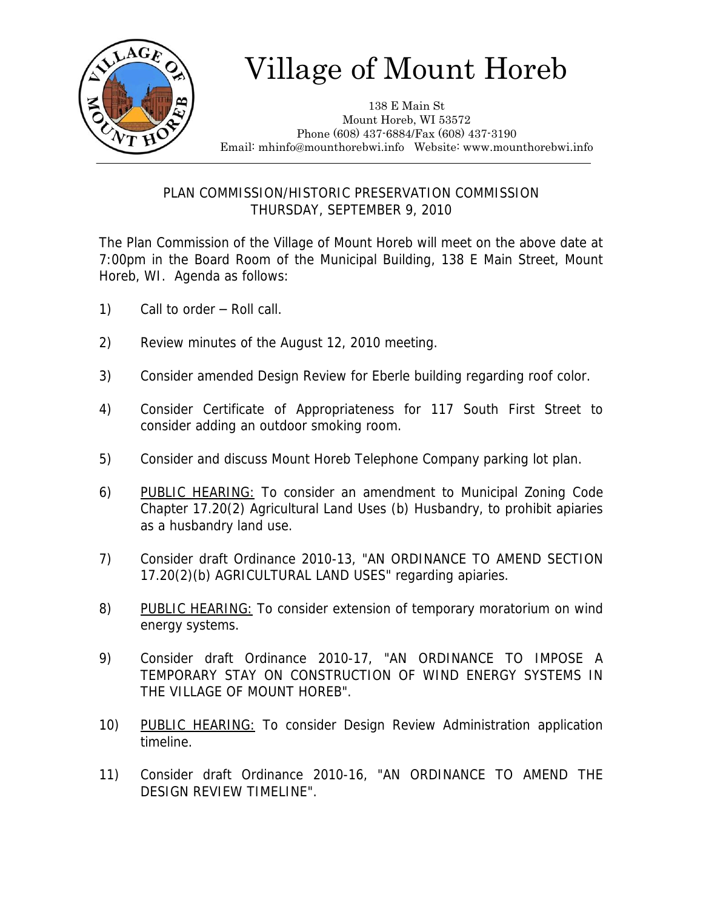# Village of Mount Horeb

138 E Main St
Mount Horeb, WI 53572
Phone (608) 437-6884/Fax (608) 437-3190
Email: mhinfo@mounthorebwi.info Website: www.mounthorebwi.info

---

PLAN COMMISSION/HISTORIC PRESERVATION COMMISSION
THURSDAY, SEPTEMBER 9, 2010

The Plan Commission of the Village of Mount Horeb will meet on the above date at 7:00pm in the Board Room of the Municipal Building, 138 E Main Street, Mount Horeb, WI. Agenda as follows:

1) Call to order – Roll call.

2) Review minutes of the August 12, 2010 meeting.

3) Consider amended Design Review for Eberle building regarding roof color.

4) Consider Certificate of Appropriateness for 117 South First Street to consider adding an outdoor smoking room.

5) Consider and discuss Mount Horeb Telephone Company parking lot plan.

6) PUBLIC HEARING: To consider an amendment to Municipal Zoning Code Chapter 17.20(2) Agricultural Land Uses (b) Husbandry, to prohibit apiaries as a husbandry land use.

7) Consider draft Ordinance 2010-13, "AN ORDINANCE TO AMEND SECTION 17.20(2)(b) AGRICULTURAL LAND USES" regarding apiaries.

8) PUBLIC HEARING: To consider extension of temporary moratorium on wind energy systems.

9) Consider draft Ordinance 2010-17, "AN ORDINANCE TO IMPOSE A TEMPORARY STAY ON CONSTRUCTION OF WIND ENERGY SYSTEMS IN THE VILLAGE OF MOUNT HOREB".

10) PUBLIC HEARING: To consider Design Review Administration application timeline.

11) Consider draft Ordinance 2010-16, "AN ORDINANCE TO AMEND THE DESIGN REVIEW TIMELINE".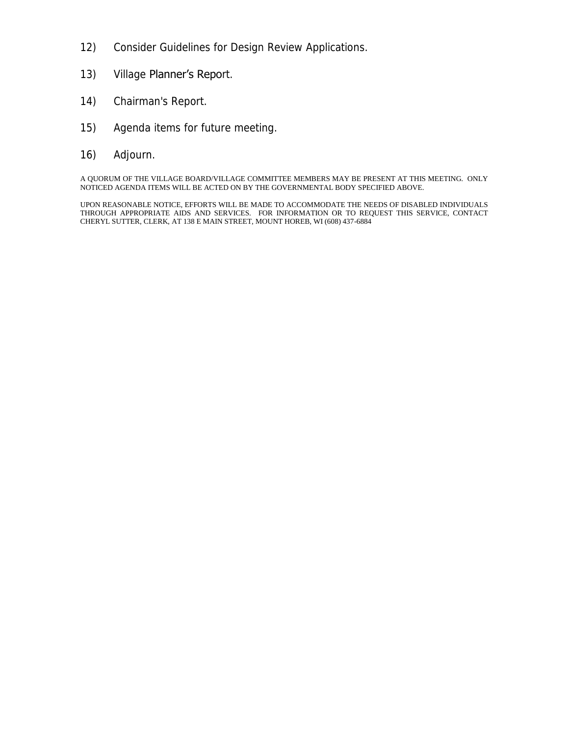12) Consider Guidelines for Design Review Applications.

13) Village Planner's Report.

14) Chairman's Report.

15) Agenda items for future meeting.

16) Adjourn.

A QUORUM OF THE VILLAGE BOARD/VILLAGE COMMITTEE MEMBERS MAY BE PRESENT AT THIS MEETING. ONLY NOTICED AGENDA ITEMS WILL BE ACTED ON BY THE GOVERNMENTAL BODY SPECIFIED ABOVE.

UPON REASONABLE NOTICE, EFFORTS WILL BE MADE TO ACCOMMODATE THE NEEDS OF DISABLED INDIVIDUALS THROUGH APPROPRIATE AIDS AND SERVICES. FOR INFORMATION OR TO REQUEST THIS SERVICE, CONTACT CHERYL SUTTER, CLERK, AT 138 E MAIN STREET, MOUNT HOREB, WI (608) 437-6884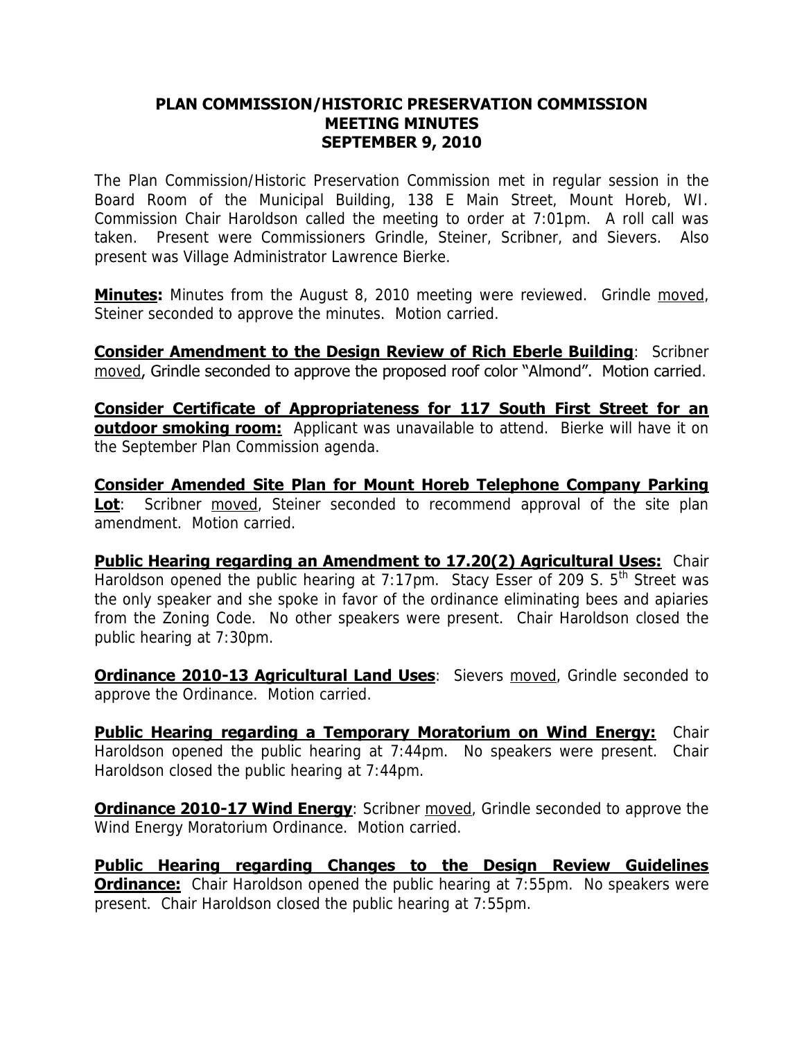# PLAN COMMISSION/HISTORIC PRESERVATION COMMISSION
## MEETING MINUTES
## SEPTEMBER 9, 2010

The Plan Commission/Historic Preservation Commission met in regular session in the Board Room of the Municipal Building, 138 E Main Street, Mount Horeb, WI. Commission Chair Haroldson called the meeting to order at 7:01pm. A roll call was taken. Present were Commissioners Grindle, Steiner, Scribner, and Sievers. Also present was Village Administrator Lawrence Bierke.

**Minutes:** Minutes from the August 8, 2010 meeting were reviewed. Grindle moved, Steiner seconded to approve the minutes. Motion carried.

**Consider Amendment to the Design Review of Rich Eberle Building**: Scribner moved, Grindle seconded to approve the proposed roof color "Almond". Motion carried.

**Consider Certificate of Appropriateness for 117 South First Street for an outdoor smoking room:** Applicant was unavailable to attend. Bierke will have it on the September Plan Commission agenda.

**Consider Amended Site Plan for Mount Horeb Telephone Company Parking Lot**: Scribner moved, Steiner seconded to recommend approval of the site plan amendment. Motion carried.

**Public Hearing regarding an Amendment to 17.20(2) Agricultural Uses:** Chair Haroldson opened the public hearing at 7:17pm. Stacy Esser of 209 S. 5th Street was the only speaker and she spoke in favor of the ordinance eliminating bees and apiaries from the Zoning Code. No other speakers were present. Chair Haroldson closed the public hearing at 7:30pm.

**Ordinance 2010-13 Agricultural Land Uses**: Sievers moved, Grindle seconded to approve the Ordinance. Motion carried.

**Public Hearing regarding a Temporary Moratorium on Wind Energy:** Chair Haroldson opened the public hearing at 7:44pm. No speakers were present. Chair Haroldson closed the public hearing at 7:44pm.

**Ordinance 2010-17 Wind Energy**: Scribner moved, Grindle seconded to approve the Wind Energy Moratorium Ordinance. Motion carried.

**Public Hearing regarding Changes to the Design Review Guidelines Ordinance:** Chair Haroldson opened the public hearing at 7:55pm. No speakers were present. Chair Haroldson closed the public hearing at 7:55pm.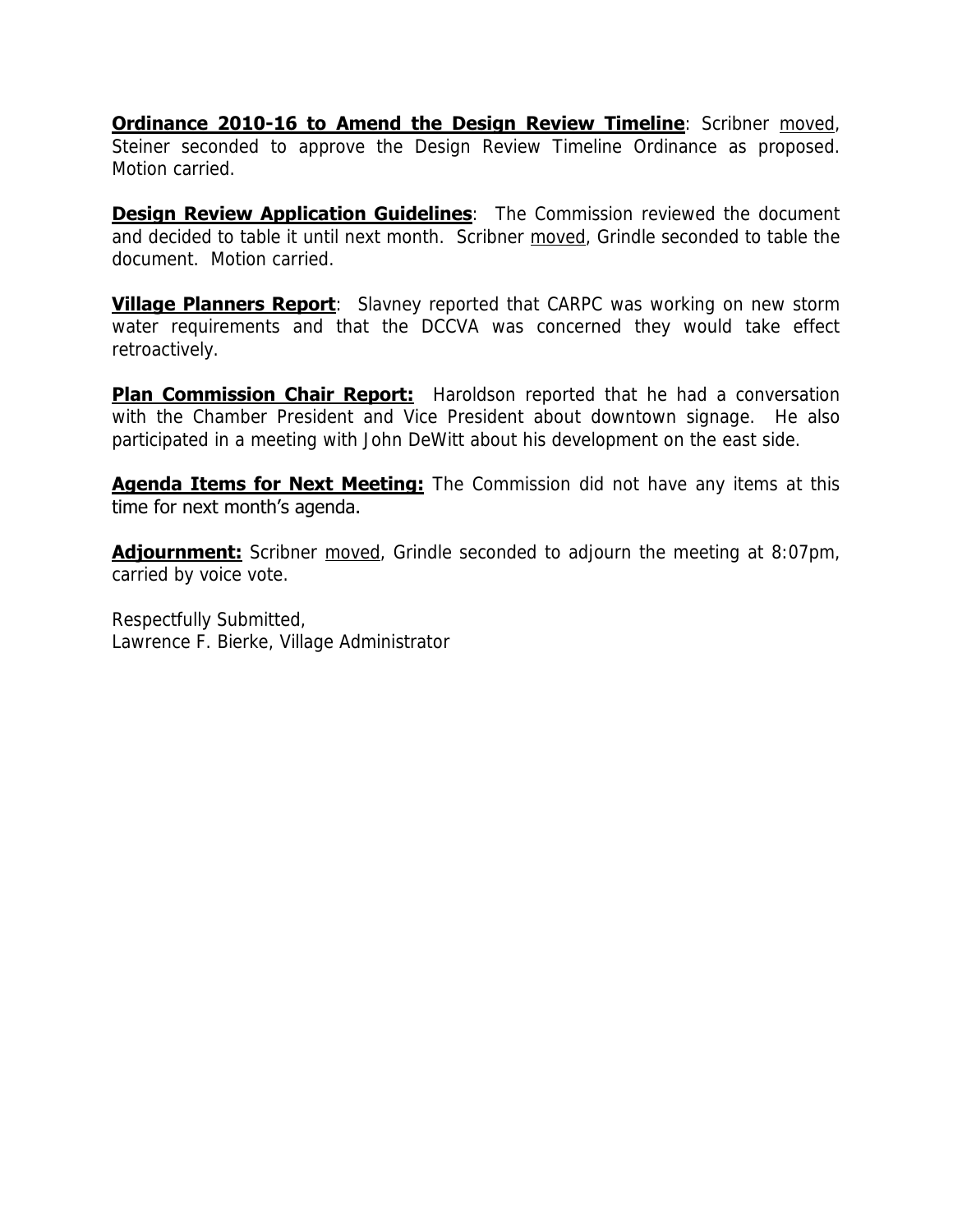**Ordinance 2010-16 to Amend the Design Review Timeline**: Scribner moved, Steiner seconded to approve the Design Review Timeline Ordinance as proposed. Motion carried.

**Design Review Application Guidelines**: The Commission reviewed the document and decided to table it until next month. Scribner moved, Grindle seconded to table the document. Motion carried.

**Village Planners Report**: Slavney reported that CARPC was working on new storm water requirements and that the DCCVA was concerned they would take effect retroactively.

**Plan Commission Chair Report:** Haroldson reported that he had a conversation with the Chamber President and Vice President about downtown signage. He also participated in a meeting with John DeWitt about his development on the east side.

**Agenda Items for Next Meeting:** The Commission did not have any items at this time for next month's agenda.

**Adjournment:** Scribner moved, Grindle seconded to adjourn the meeting at 8:07pm, carried by voice vote.

Respectfully Submitted,
Lawrence F. Bierke, Village Administrator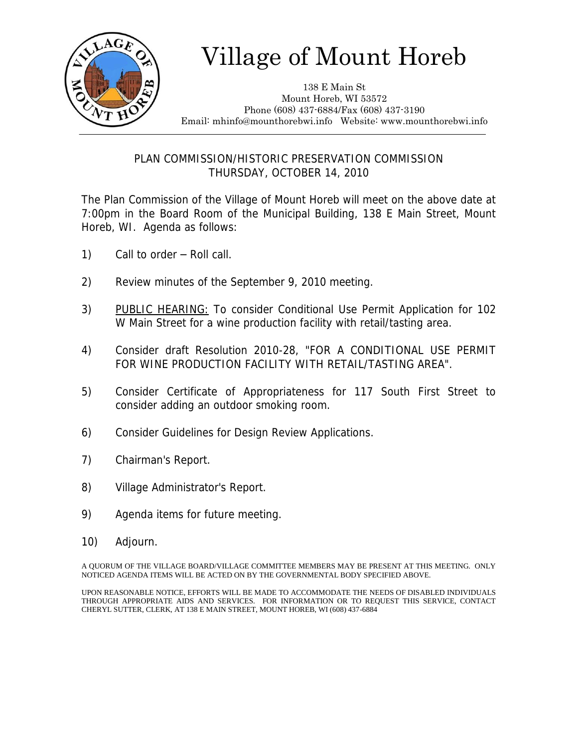# Village of Mount Horeb

138 E Main St
Mount Horeb, WI 53572
Phone (608) 437-6884/Fax (608) 437-3190
Email: mhinfo@mounthorebwi.info Website: www.mounthorebwi.info

## PLAN COMMISSION/HISTORIC PRESERVATION COMMISSION
## THURSDAY, OCTOBER 14, 2010

The Plan Commission of the Village of Mount Horeb will meet on the above date at 7:00pm in the Board Room of the Municipal Building, 138 E Main Street, Mount Horeb, WI. Agenda as follows:

1) Call to order – Roll call.

2) Review minutes of the September 9, 2010 meeting.

3) PUBLIC HEARING: To consider Conditional Use Permit Application for 102 W Main Street for a wine production facility with retail/tasting area.

4) Consider draft Resolution 2010-28, "FOR A CONDITIONAL USE PERMIT FOR WINE PRODUCTION FACILITY WITH RETAIL/TASTING AREA".

5) Consider Certificate of Appropriateness for 117 South First Street to consider adding an outdoor smoking room.

6) Consider Guidelines for Design Review Applications.

7) Chairman's Report.

8) Village Administrator's Report.

9) Agenda items for future meeting.

10) Adjourn.

A QUORUM OF THE VILLAGE BOARD/VILLAGE COMMITTEE MEMBERS MAY BE PRESENT AT THIS MEETING. ONLY NOTICED AGENDA ITEMS WILL BE ACTED ON BY THE GOVERNMENTAL BODY SPECIFIED ABOVE.

UPON REASONABLE NOTICE, EFFORTS WILL BE MADE TO ACCOMMODATE THE NEEDS OF DISABLED INDIVIDUALS THROUGH APPROPRIATE AIDS AND SERVICES. FOR INFORMATION OR TO REQUEST THIS SERVICE, CONTACT CHERYL SUTTER, CLERK, AT 138 E MAIN STREET, MOUNT HOREB, WI (608) 437-6884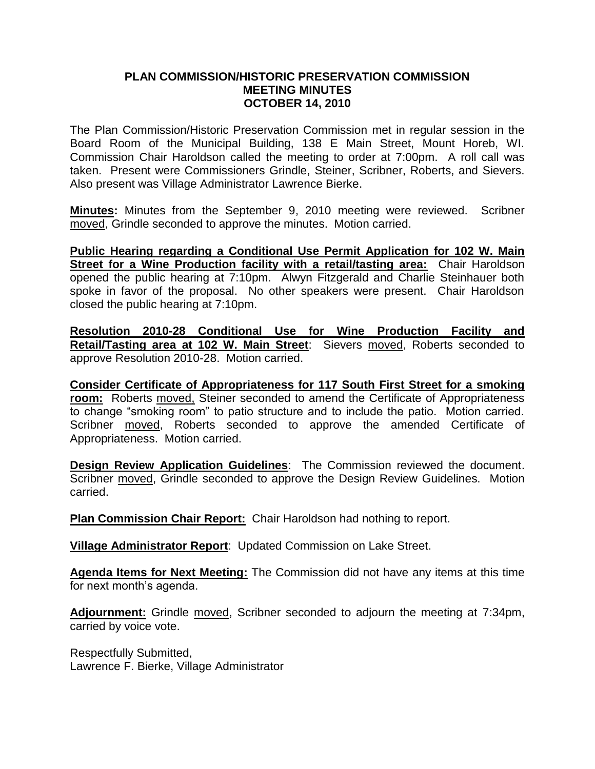**PLAN COMMISSION/HISTORIC PRESERVATION COMMISSION**
**MEETING MINUTES**
**OCTOBER 14, 2010**

The Plan Commission/Historic Preservation Commission met in regular session in the Board Room of the Municipal Building, 138 E Main Street, Mount Horeb, WI. Commission Chair Haroldson called the meeting to order at 7:00pm. A roll call was taken. Present were Commissioners Grindle, Steiner, Scribner, Roberts, and Sievers. Also present was Village Administrator Lawrence Bierke.

**Minutes:** Minutes from the September 9, 2010 meeting were reviewed. Scribner moved, Grindle seconded to approve the minutes. Motion carried.

**Public Hearing regarding a Conditional Use Permit Application for 102 W. Main Street for a Wine Production facility with a retail/tasting area:** Chair Haroldson opened the public hearing at 7:10pm. Alwyn Fitzgerald and Charlie Steinhauer both spoke in favor of the proposal. No other speakers were present. Chair Haroldson closed the public hearing at 7:10pm.

**Resolution 2010-28 Conditional Use for Wine Production Facility and Retail/Tasting area at 102 W. Main Street**: Sievers moved, Roberts seconded to approve Resolution 2010-28. Motion carried.

**Consider Certificate of Appropriateness for 117 South First Street for a smoking room:** Roberts moved, Steiner seconded to amend the Certificate of Appropriateness to change "smoking room" to patio structure and to include the patio. Motion carried. Scribner moved, Roberts seconded to approve the amended Certificate of Appropriateness. Motion carried.

**Design Review Application Guidelines**: The Commission reviewed the document. Scribner moved, Grindle seconded to approve the Design Review Guidelines. Motion carried.

**Plan Commission Chair Report:** Chair Haroldson had nothing to report.

**Village Administrator Report**: Updated Commission on Lake Street.

**Agenda Items for Next Meeting:** The Commission did not have any items at this time for next month's agenda.

**Adjournment:** Grindle moved, Scribner seconded to adjourn the meeting at 7:34pm, carried by voice vote.

Respectfully Submitted,
Lawrence F. Bierke, Village Administrator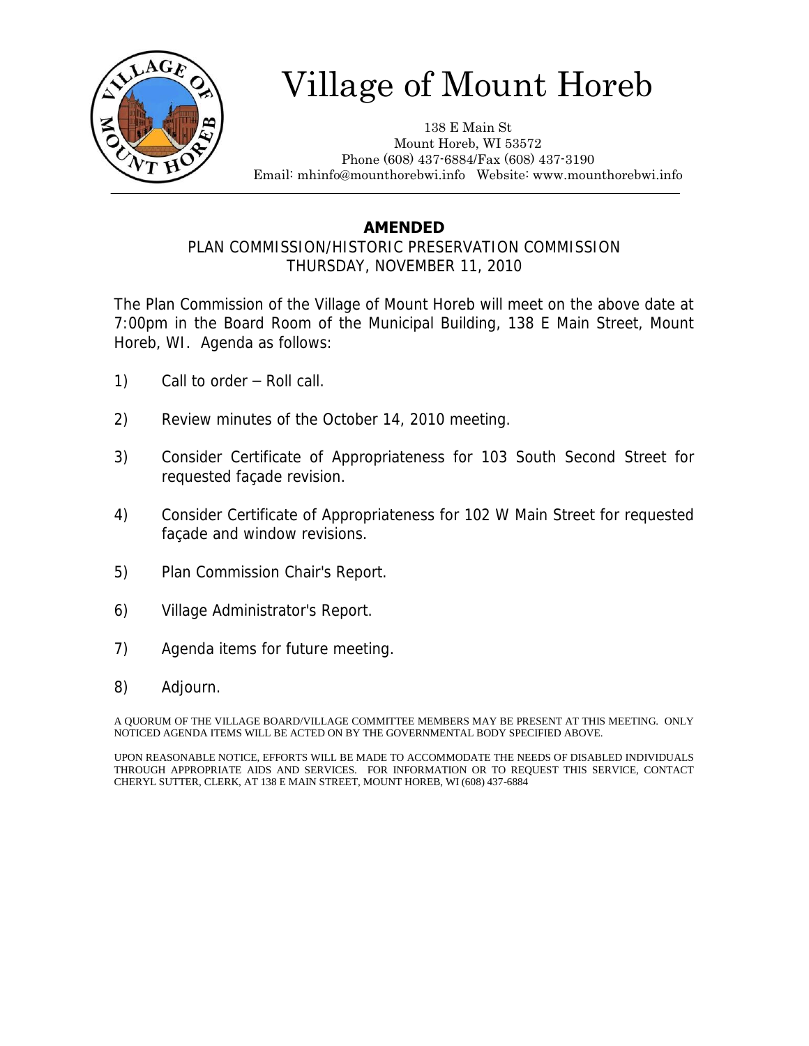# Village of Mount Horeb

138 E Main St
Mount Horeb, WI 53572
Phone (608) 437-6884/Fax (608) 437-3190
Email: mhinfo@mounthorebwi.info Website: www.mounthorebwi.info

---

**AMENDED**

PLAN COMMISSION/HISTORIC PRESERVATION COMMISSION
THURSDAY, NOVEMBER 11, 2010

The Plan Commission of the Village of Mount Horeb will meet on the above date at 7:00pm in the Board Room of the Municipal Building, 138 E Main Street, Mount Horeb, WI. Agenda as follows:

1) Call to order – Roll call.

2) Review minutes of the October 14, 2010 meeting.

3) Consider Certificate of Appropriateness for 103 South Second Street for requested façade revision.

4) Consider Certificate of Appropriateness for 102 W Main Street for requested façade and window revisions.

5) Plan Commission Chair's Report.

6) Village Administrator's Report.

7) Agenda items for future meeting.

8) Adjourn.

A QUORUM OF THE VILLAGE BOARD/VILLAGE COMMITTEE MEMBERS MAY BE PRESENT AT THIS MEETING. ONLY NOTICED AGENDA ITEMS WILL BE ACTED ON BY THE GOVERNMENTAL BODY SPECIFIED ABOVE.

UPON REASONABLE NOTICE, EFFORTS WILL BE MADE TO ACCOMMODATE THE NEEDS OF DISABLED INDIVIDUALS THROUGH APPROPRIATE AIDS AND SERVICES. FOR INFORMATION OR TO REQUEST THIS SERVICE, CONTACT CHERYL SUTTER, CLERK, AT 138 E MAIN STREET, MOUNT HOREB, WI (608) 437-6884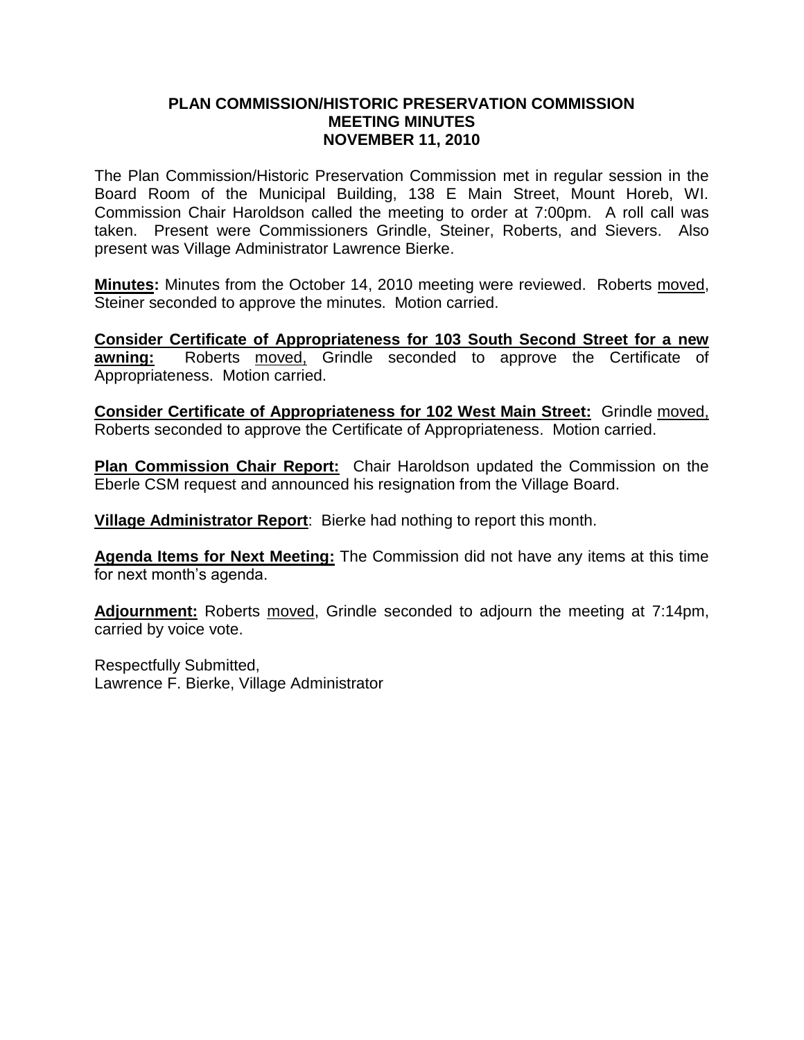**PLAN COMMISSION/HISTORIC PRESERVATION COMMISSION**
**MEETING MINUTES**
**NOVEMBER 11, 2010**

The Plan Commission/Historic Preservation Commission met in regular session in the Board Room of the Municipal Building, 138 E Main Street, Mount Horeb, WI. Commission Chair Haroldson called the meeting to order at 7:00pm. A roll call was taken. Present were Commissioners Grindle, Steiner, Roberts, and Sievers. Also present was Village Administrator Lawrence Bierke.

**Minutes:** Minutes from the October 14, 2010 meeting were reviewed. Roberts moved, Steiner seconded to approve the minutes. Motion carried.

**Consider Certificate of Appropriateness for 103 South Second Street for a new awning:** Roberts moved, Grindle seconded to approve the Certificate of Appropriateness. Motion carried.

**Consider Certificate of Appropriateness for 102 West Main Street:** Grindle moved, Roberts seconded to approve the Certificate of Appropriateness. Motion carried.

**Plan Commission Chair Report:** Chair Haroldson updated the Commission on the Eberle CSM request and announced his resignation from the Village Board.

**Village Administrator Report**: Bierke had nothing to report this month.

**Agenda Items for Next Meeting:** The Commission did not have any items at this time for next month's agenda.

**Adjournment:** Roberts moved, Grindle seconded to adjourn the meeting at 7:14pm, carried by voice vote.

Respectfully Submitted,
Lawrence F. Bierke, Village Administrator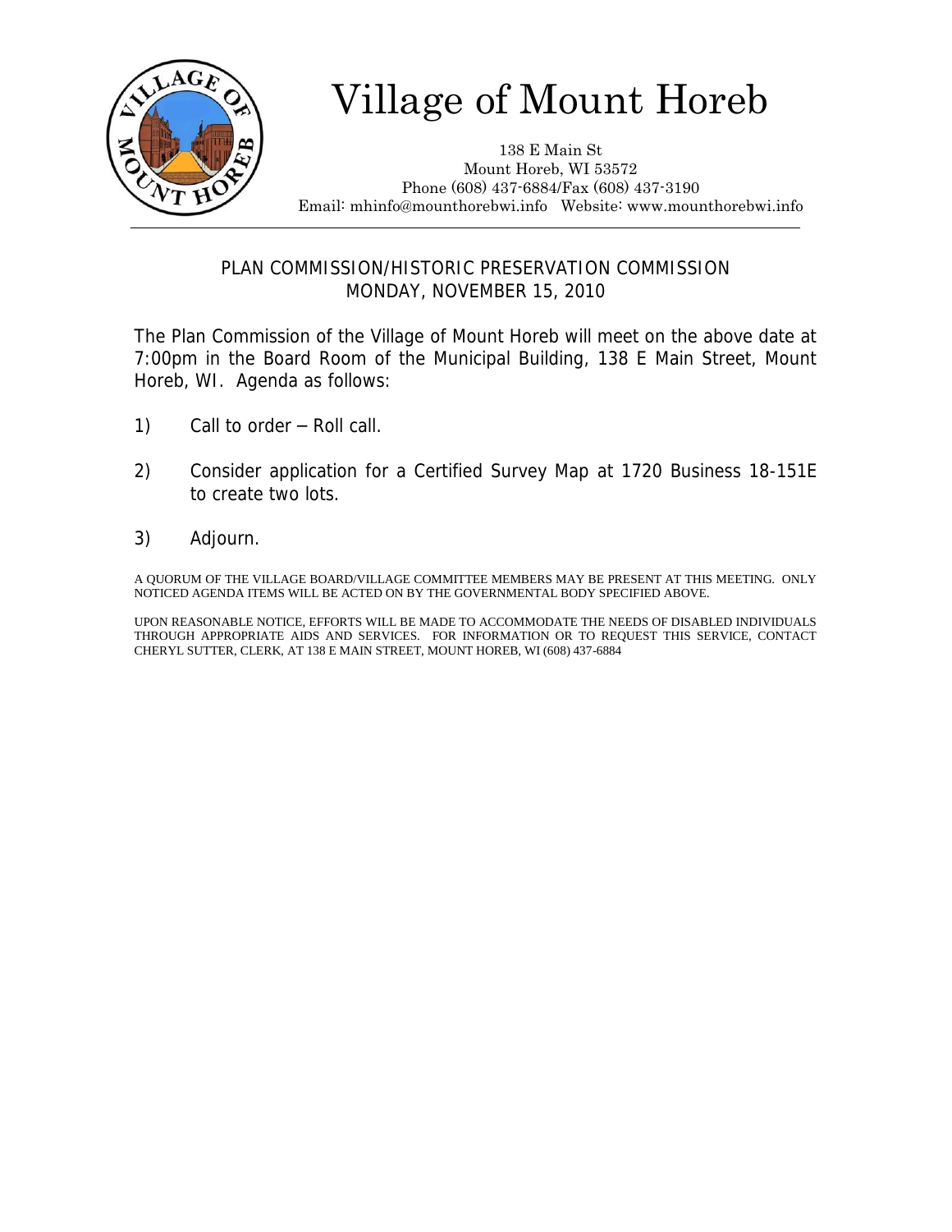# Village of Mount Horeb

138 E Main St
Mount Horeb, WI 53572
Phone (608) 437-6884/Fax (608) 437-3190
Email: mhinfo@mounthorebwi.info Website: www.mounthorebwi.info

## PLAN COMMISSION/HISTORIC PRESERVATION COMMISSION
## MONDAY, NOVEMBER 15, 2010

The Plan Commission of the Village of Mount Horeb will meet on the above date at 7:00pm in the Board Room of the Municipal Building, 138 E Main Street, Mount Horeb, WI. Agenda as follows:

1) Call to order – Roll call.

2) Consider application for a Certified Survey Map at 1720 Business 18-151E to create two lots.

3) Adjourn.

A QUORUM OF THE VILLAGE BOARD/VILLAGE COMMITTEE MEMBERS MAY BE PRESENT AT THIS MEETING. ONLY NOTICED AGENDA ITEMS WILL BE ACTED ON BY THE GOVERNMENTAL BODY SPECIFIED ABOVE.

UPON REASONABLE NOTICE, EFFORTS WILL BE MADE TO ACCOMMODATE THE NEEDS OF DISABLED INDIVIDUALS THROUGH APPROPRIATE AIDS AND SERVICES. FOR INFORMATION OR TO REQUEST THIS SERVICE, CONTACT CHERYL SUTTER, CLERK, AT 138 E MAIN STREET, MOUNT HOREB, WI (608) 437-6884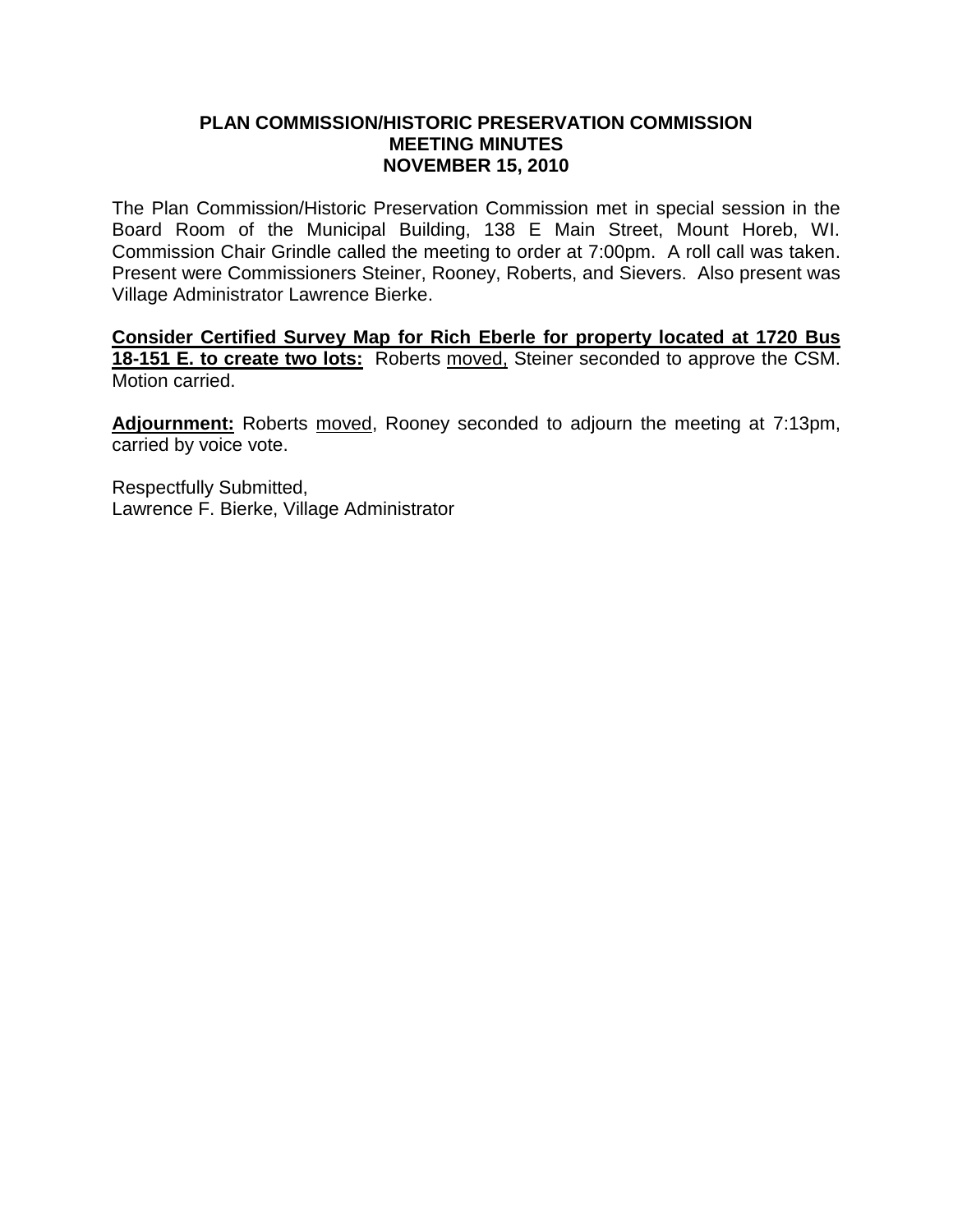**PLAN COMMISSION/HISTORIC PRESERVATION COMMISSION**
**MEETING MINUTES**
**NOVEMBER 15, 2010**

The Plan Commission/Historic Preservation Commission met in special session in the Board Room of the Municipal Building, 138 E Main Street, Mount Horeb, WI. Commission Chair Grindle called the meeting to order at 7:00pm. A roll call was taken. Present were Commissioners Steiner, Rooney, Roberts, and Sievers. Also present was Village Administrator Lawrence Bierke.

**Consider Certified Survey Map for Rich Eberle for property located at 1720 Bus 18-151 E. to create two lots:** Roberts moved, Steiner seconded to approve the CSM. Motion carried.

**Adjournment:** Roberts moved, Rooney seconded to adjourn the meeting at 7:13pm, carried by voice vote.

Respectfully Submitted,
Lawrence F. Bierke, Village Administrator